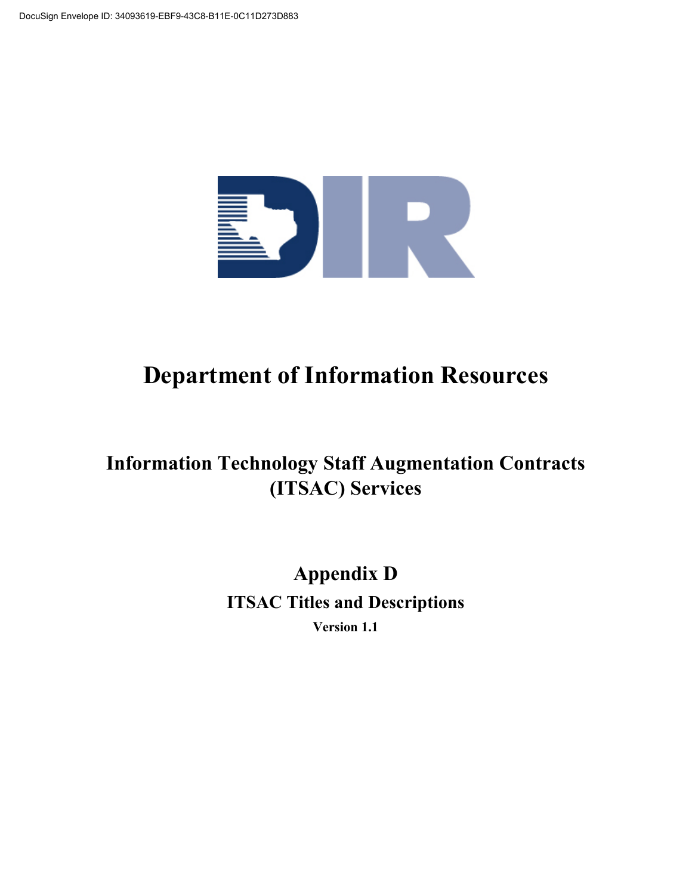# Department of Information Resources

## Information Technology Staff Augmentation Contracts (ITSAC) Services

## Appendix D

### ITSAC Titles and Descriptions

**Version 1.1**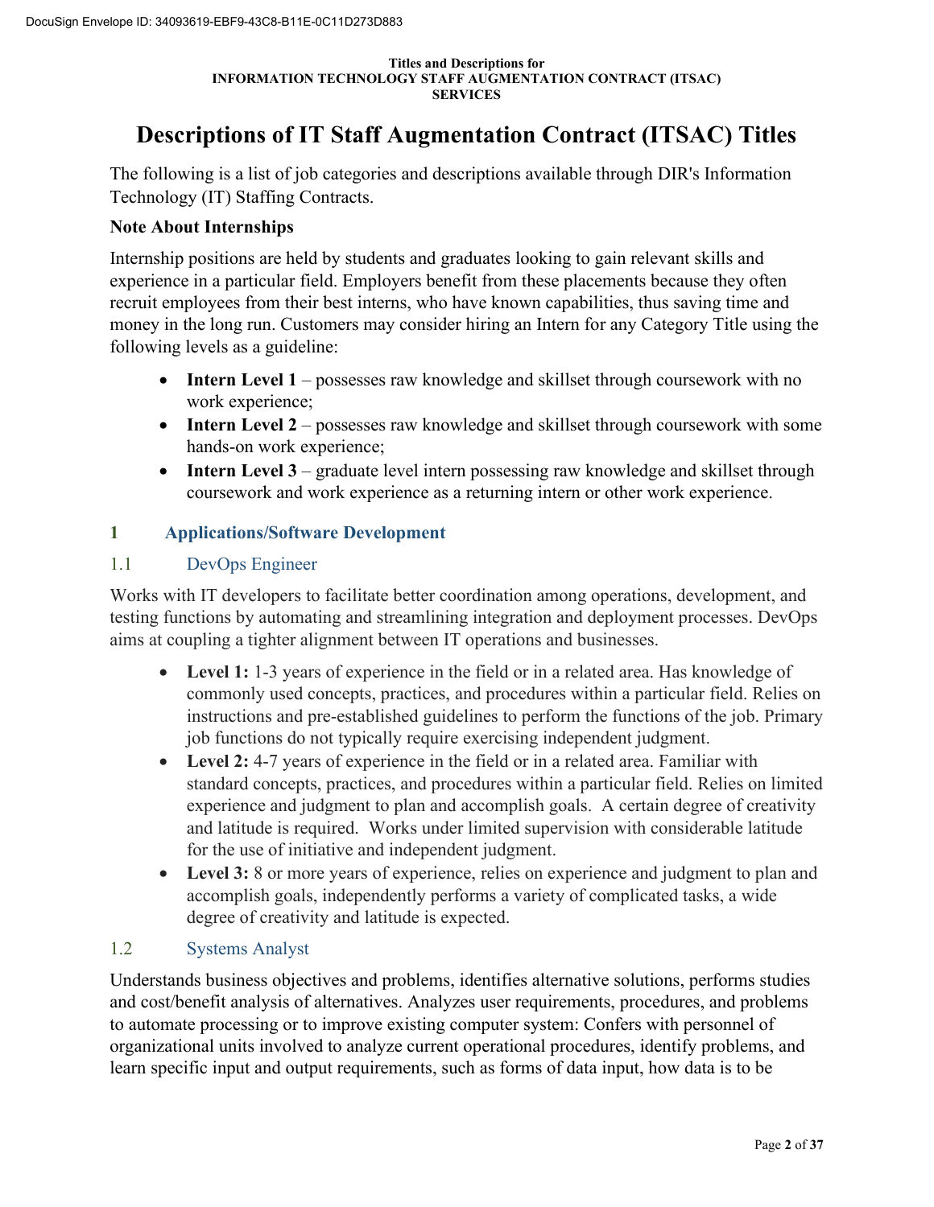**Titles and Descriptions for**
**INFORMATION TECHNOLOGY STAFF AUGMENTATION CONTRACT (ITSAC)**
**SERVICES**

# Descriptions of IT Staff Augmentation Contract (ITSAC) Titles

The following is a list of job categories and descriptions available through DIR's Information Technology (IT) Staffing Contracts.

**Note About Internships**

Internship positions are held by students and graduates looking to gain relevant skills and experience in a particular field. Employers benefit from these placements because they often recruit employees from their best interns, who have known capabilities, thus saving time and money in the long run. Customers may consider hiring an Intern for any Category Title using the following levels as a guideline:

- **Intern Level 1** – possesses raw knowledge and skillset through coursework with no work experience;
- **Intern Level 2** – possesses raw knowledge and skillset through coursework with some hands-on work experience;
- **Intern Level 3** – graduate level intern possessing raw knowledge and skillset through coursework and work experience as a returning intern or other work experience.

## 1 Applications/Software Development

### 1.1 DevOps Engineer

Works with IT developers to facilitate better coordination among operations, development, and testing functions by automating and streamlining integration and deployment processes. DevOps aims at coupling a tighter alignment between IT operations and businesses.

- **Level 1:** 1-3 years of experience in the field or in a related area. Has knowledge of commonly used concepts, practices, and procedures within a particular field. Relies on instructions and pre-established guidelines to perform the functions of the job. Primary job functions do not typically require exercising independent judgment.
- **Level 2:** 4-7 years of experience in the field or in a related area. Familiar with standard concepts, practices, and procedures within a particular field. Relies on limited experience and judgment to plan and accomplish goals. A certain degree of creativity and latitude is required. Works under limited supervision with considerable latitude for the use of initiative and independent judgment.
- **Level 3:** 8 or more years of experience, relies on experience and judgment to plan and accomplish goals, independently performs a variety of complicated tasks, a wide degree of creativity and latitude is expected.

### 1.2 Systems Analyst

Understands business objectives and problems, identifies alternative solutions, performs studies and cost/benefit analysis of alternatives. Analyzes user requirements, procedures, and problems to automate processing or to improve existing computer system: Confers with personnel of organizational units involved to analyze current operational procedures, identify problems, and learn specific input and output requirements, such as forms of data input, how data is to be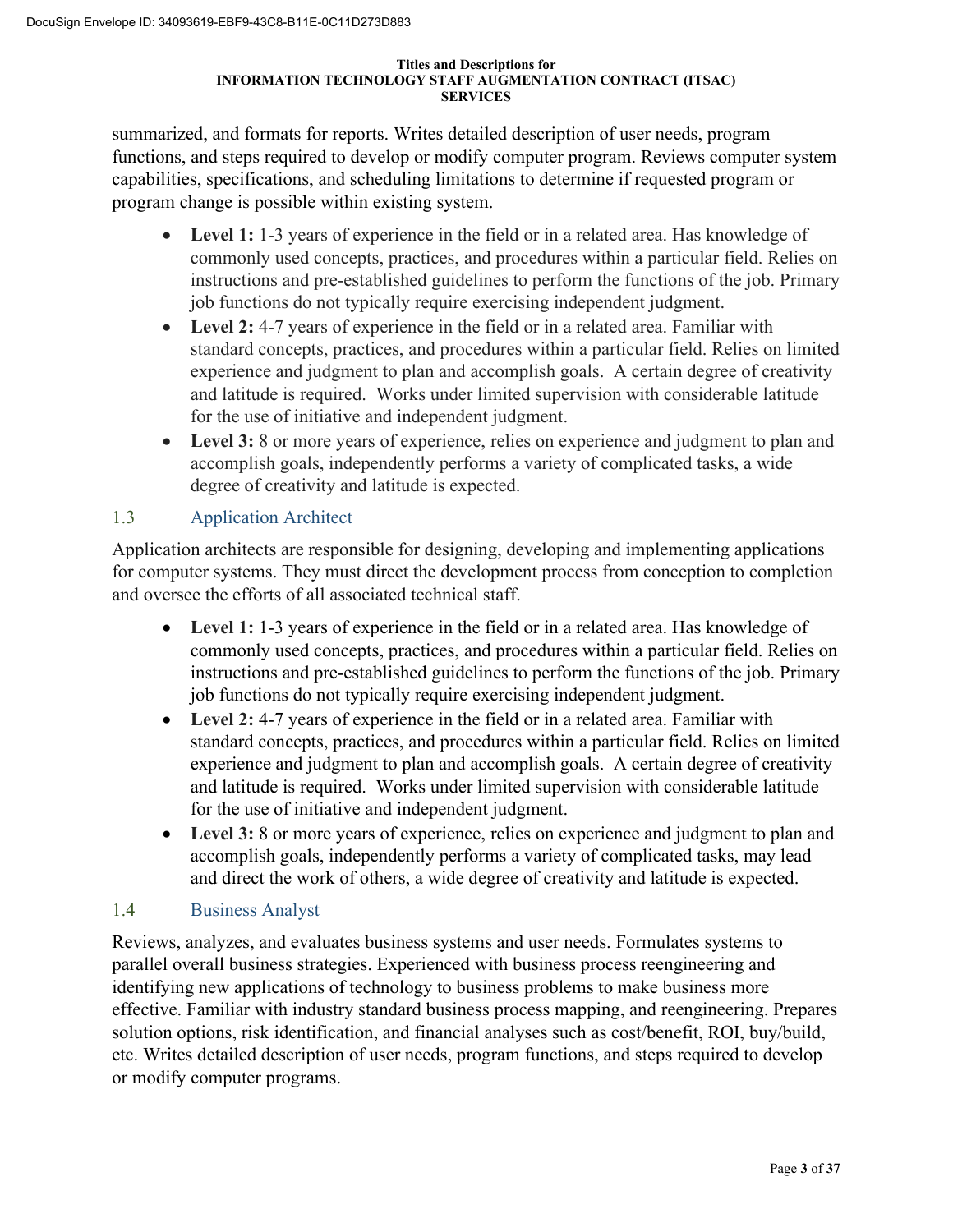summarized, and formats for reports. Writes detailed description of user needs, program functions, and steps required to develop or modify computer program. Reviews computer system capabilities, specifications, and scheduling limitations to determine if requested program or program change is possible within existing system.

- **Level 1:** 1-3 years of experience in the field or in a related area. Has knowledge of commonly used concepts, practices, and procedures within a particular field. Relies on instructions and pre-established guidelines to perform the functions of the job. Primary job functions do not typically require exercising independent judgment.
- **Level 2:** 4-7 years of experience in the field or in a related area. Familiar with standard concepts, practices, and procedures within a particular field. Relies on limited experience and judgment to plan and accomplish goals. A certain degree of creativity and latitude is required. Works under limited supervision with considerable latitude for the use of initiative and independent judgment.
- **Level 3:** 8 or more years of experience, relies on experience and judgment to plan and accomplish goals, independently performs a variety of complicated tasks, a wide degree of creativity and latitude is expected.

## 1.3 Application Architect

Application architects are responsible for designing, developing and implementing applications for computer systems. They must direct the development process from conception to completion and oversee the efforts of all associated technical staff.

- **Level 1:** 1-3 years of experience in the field or in a related area. Has knowledge of commonly used concepts, practices, and procedures within a particular field. Relies on instructions and pre-established guidelines to perform the functions of the job. Primary job functions do not typically require exercising independent judgment.
- **Level 2:** 4-7 years of experience in the field or in a related area. Familiar with standard concepts, practices, and procedures within a particular field. Relies on limited experience and judgment to plan and accomplish goals. A certain degree of creativity and latitude is required. Works under limited supervision with considerable latitude for the use of initiative and independent judgment.
- **Level 3:** 8 or more years of experience, relies on experience and judgment to plan and accomplish goals, independently performs a variety of complicated tasks, may lead and direct the work of others, a wide degree of creativity and latitude is expected.

## 1.4 Business Analyst

Reviews, analyzes, and evaluates business systems and user needs. Formulates systems to parallel overall business strategies. Experienced with business process reengineering and identifying new applications of technology to business problems to make business more effective. Familiar with industry standard business process mapping, and reengineering. Prepares solution options, risk identification, and financial analyses such as cost/benefit, ROI, buy/build, etc. Writes detailed description of user needs, program functions, and steps required to develop or modify computer programs.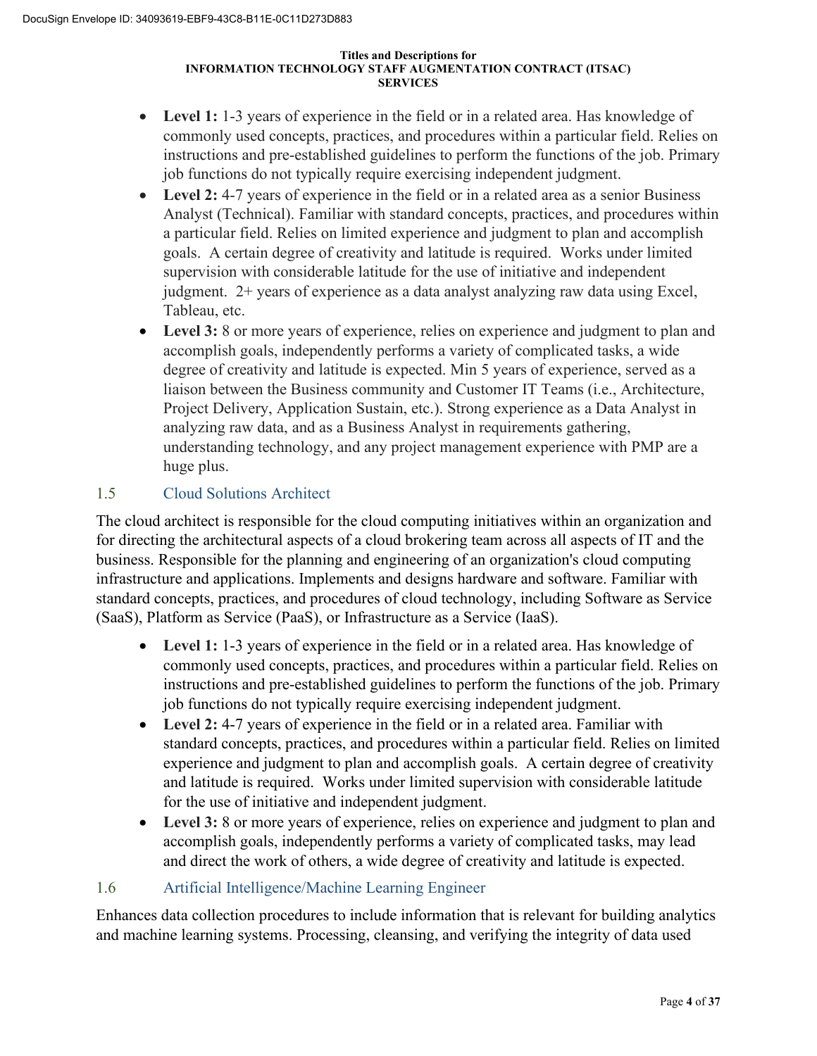- **Level 1:** 1-3 years of experience in the field or in a related area. Has knowledge of commonly used concepts, practices, and procedures within a particular field. Relies on instructions and pre-established guidelines to perform the functions of the job. Primary job functions do not typically require exercising independent judgment.
- **Level 2:** 4-7 years of experience in the field or in a related area as a senior Business Analyst (Technical). Familiar with standard concepts, practices, and procedures within a particular field. Relies on limited experience and judgment to plan and accomplish goals. A certain degree of creativity and latitude is required. Works under limited supervision with considerable latitude for the use of initiative and independent judgment. 2+ years of experience as a data analyst analyzing raw data using Excel, Tableau, etc.
- **Level 3:** 8 or more years of experience, relies on experience and judgment to plan and accomplish goals, independently performs a variety of complicated tasks, a wide degree of creativity and latitude is expected. Min 5 years of experience, served as a liaison between the Business community and Customer IT Teams (i.e., Architecture, Project Delivery, Application Sustain, etc.). Strong experience as a Data Analyst in analyzing raw data, and as a Business Analyst in requirements gathering, understanding technology, and any project management experience with PMP are a huge plus.

## 1.5 Cloud Solutions Architect

The cloud architect is responsible for the cloud computing initiatives within an organization and for directing the architectural aspects of a cloud brokering team across all aspects of IT and the business. Responsible for the planning and engineering of an organization's cloud computing infrastructure and applications. Implements and designs hardware and software. Familiar with standard concepts, practices, and procedures of cloud technology, including Software as Service (SaaS), Platform as Service (PaaS), or Infrastructure as a Service (IaaS).

- **Level 1:** 1-3 years of experience in the field or in a related area. Has knowledge of commonly used concepts, practices, and procedures within a particular field. Relies on instructions and pre-established guidelines to perform the functions of the job. Primary job functions do not typically require exercising independent judgment.
- **Level 2:** 4-7 years of experience in the field or in a related area. Familiar with standard concepts, practices, and procedures within a particular field. Relies on limited experience and judgment to plan and accomplish goals. A certain degree of creativity and latitude is required. Works under limited supervision with considerable latitude for the use of initiative and independent judgment.
- **Level 3:** 8 or more years of experience, relies on experience and judgment to plan and accomplish goals, independently performs a variety of complicated tasks, may lead and direct the work of others, a wide degree of creativity and latitude is expected.

## 1.6 Artificial Intelligence/Machine Learning Engineer

Enhances data collection procedures to include information that is relevant for building analytics and machine learning systems. Processing, cleansing, and verifying the integrity of data used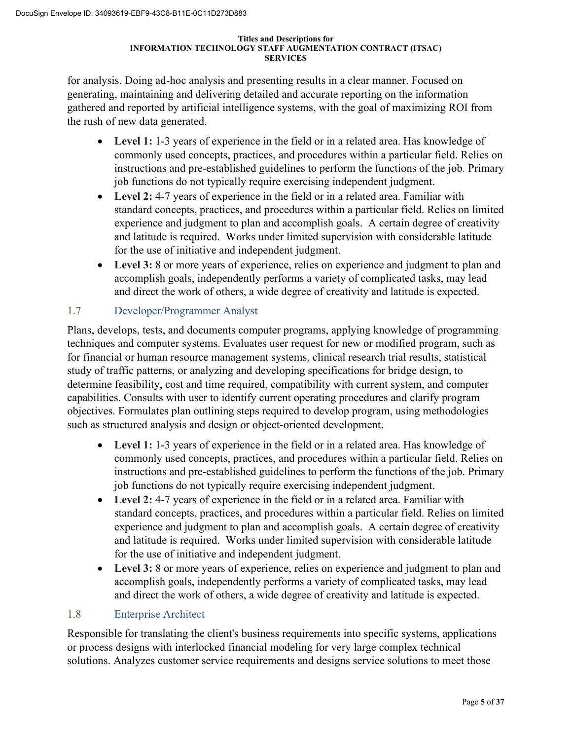for analysis. Doing ad-hoc analysis and presenting results in a clear manner. Focused on generating, maintaining and delivering detailed and accurate reporting on the information gathered and reported by artificial intelligence systems, with the goal of maximizing ROI from the rush of new data generated.

- **Level 1:** 1-3 years of experience in the field or in a related area. Has knowledge of commonly used concepts, practices, and procedures within a particular field. Relies on instructions and pre-established guidelines to perform the functions of the job. Primary job functions do not typically require exercising independent judgment.
- **Level 2:** 4-7 years of experience in the field or in a related area. Familiar with standard concepts, practices, and procedures within a particular field. Relies on limited experience and judgment to plan and accomplish goals. A certain degree of creativity and latitude is required. Works under limited supervision with considerable latitude for the use of initiative and independent judgment.
- **Level 3:** 8 or more years of experience, relies on experience and judgment to plan and accomplish goals, independently performs a variety of complicated tasks, may lead and direct the work of others, a wide degree of creativity and latitude is expected.

## 1.7 Developer/Programmer Analyst

Plans, develops, tests, and documents computer programs, applying knowledge of programming techniques and computer systems. Evaluates user request for new or modified program, such as for financial or human resource management systems, clinical research trial results, statistical study of traffic patterns, or analyzing and developing specifications for bridge design, to determine feasibility, cost and time required, compatibility with current system, and computer capabilities. Consults with user to identify current operating procedures and clarify program objectives. Formulates plan outlining steps required to develop program, using methodologies such as structured analysis and design or object-oriented development.

- **Level 1:** 1-3 years of experience in the field or in a related area. Has knowledge of commonly used concepts, practices, and procedures within a particular field. Relies on instructions and pre-established guidelines to perform the functions of the job. Primary job functions do not typically require exercising independent judgment.
- **Level 2:** 4-7 years of experience in the field or in a related area. Familiar with standard concepts, practices, and procedures within a particular field. Relies on limited experience and judgment to plan and accomplish goals. A certain degree of creativity and latitude is required. Works under limited supervision with considerable latitude for the use of initiative and independent judgment.
- **Level 3:** 8 or more years of experience, relies on experience and judgment to plan and accomplish goals, independently performs a variety of complicated tasks, may lead and direct the work of others, a wide degree of creativity and latitude is expected.

## 1.8 Enterprise Architect

Responsible for translating the client's business requirements into specific systems, applications or process designs with interlocked financial modeling for very large complex technical solutions. Analyzes customer service requirements and designs service solutions to meet those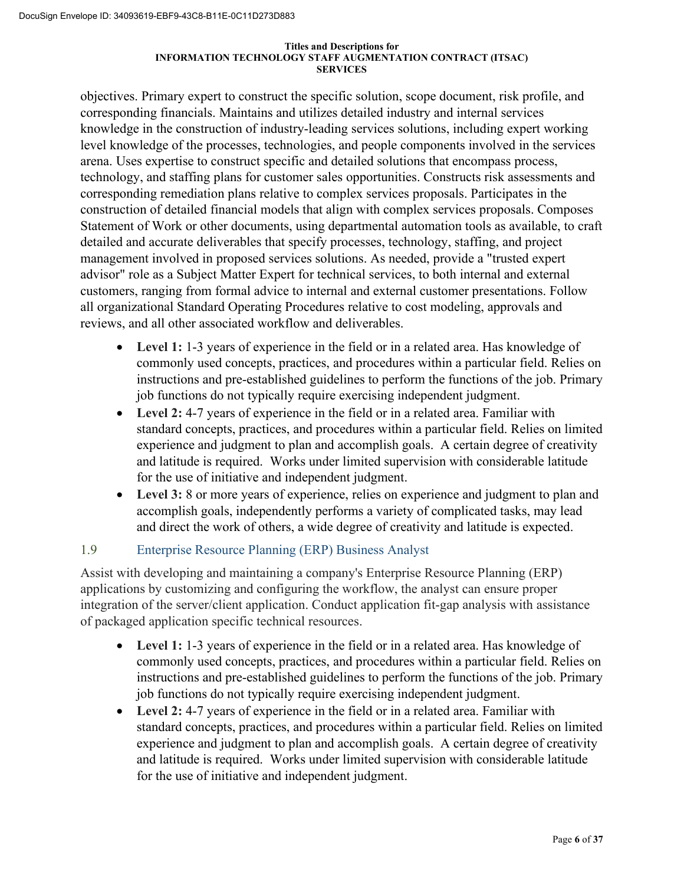objectives. Primary expert to construct the specific solution, scope document, risk profile, and corresponding financials. Maintains and utilizes detailed industry and internal services knowledge in the construction of industry-leading services solutions, including expert working level knowledge of the processes, technologies, and people components involved in the services arena. Uses expertise to construct specific and detailed solutions that encompass process, technology, and staffing plans for customer sales opportunities. Constructs risk assessments and corresponding remediation plans relative to complex services proposals. Participates in the construction of detailed financial models that align with complex services proposals. Composes Statement of Work or other documents, using departmental automation tools as available, to craft detailed and accurate deliverables that specify processes, technology, staffing, and project management involved in proposed services solutions. As needed, provide a "trusted expert advisor" role as a Subject Matter Expert for technical services, to both internal and external customers, ranging from formal advice to internal and external customer presentations. Follow all organizational Standard Operating Procedures relative to cost modeling, approvals and reviews, and all other associated workflow and deliverables.

- **Level 1:** 1-3 years of experience in the field or in a related area. Has knowledge of commonly used concepts, practices, and procedures within a particular field. Relies on instructions and pre-established guidelines to perform the functions of the job. Primary job functions do not typically require exercising independent judgment.
- **Level 2:** 4-7 years of experience in the field or in a related area. Familiar with standard concepts, practices, and procedures within a particular field. Relies on limited experience and judgment to plan and accomplish goals. A certain degree of creativity and latitude is required. Works under limited supervision with considerable latitude for the use of initiative and independent judgment.
- **Level 3:** 8 or more years of experience, relies on experience and judgment to plan and accomplish goals, independently performs a variety of complicated tasks, may lead and direct the work of others, a wide degree of creativity and latitude is expected.

## 1.9 Enterprise Resource Planning (ERP) Business Analyst

Assist with developing and maintaining a company's Enterprise Resource Planning (ERP) applications by customizing and configuring the workflow, the analyst can ensure proper integration of the server/client application. Conduct application fit-gap analysis with assistance of packaged application specific technical resources.

- **Level 1:** 1-3 years of experience in the field or in a related area. Has knowledge of commonly used concepts, practices, and procedures within a particular field. Relies on instructions and pre-established guidelines to perform the functions of the job. Primary job functions do not typically require exercising independent judgment.
- **Level 2:** 4-7 years of experience in the field or in a related area. Familiar with standard concepts, practices, and procedures within a particular field. Relies on limited experience and judgment to plan and accomplish goals. A certain degree of creativity and latitude is required. Works under limited supervision with considerable latitude for the use of initiative and independent judgment.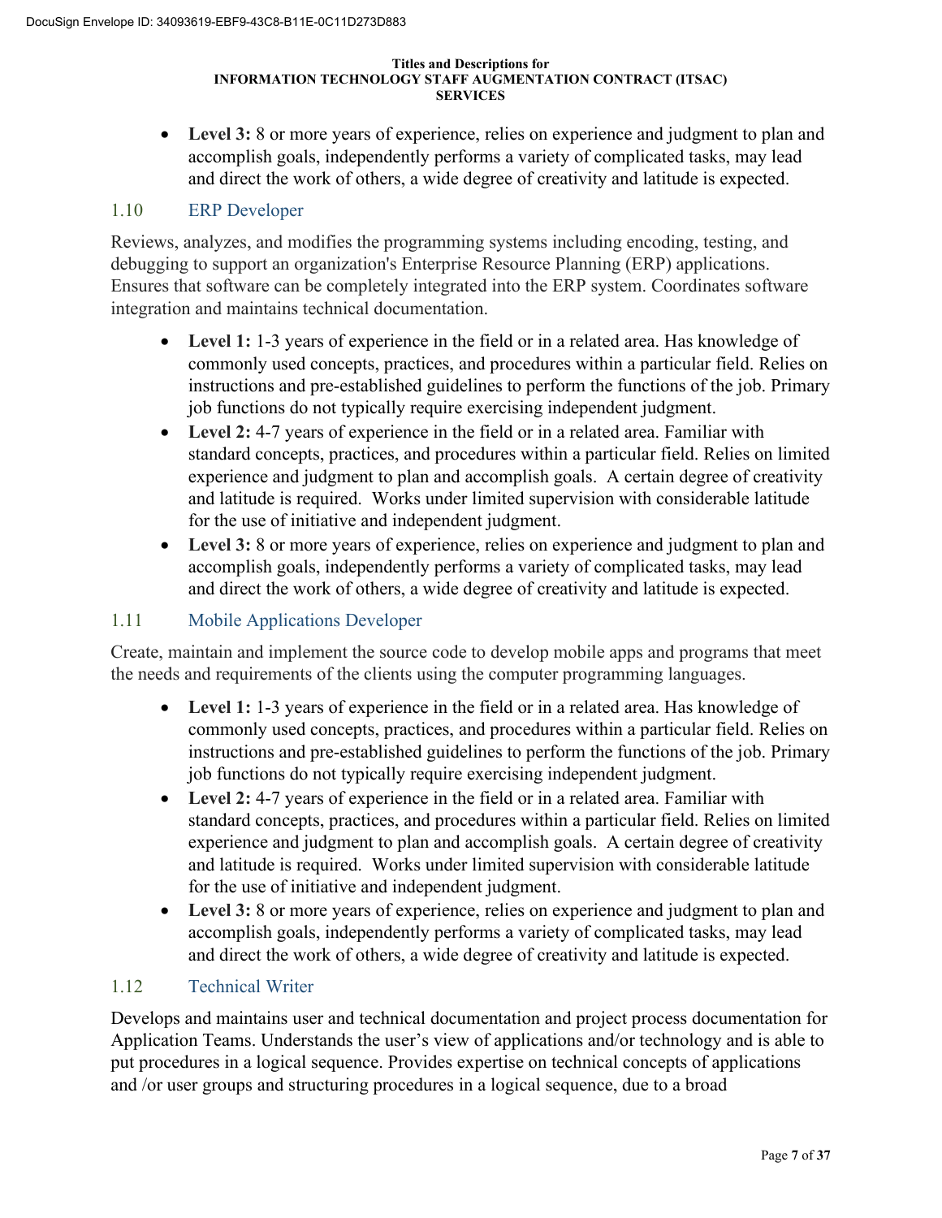- **Level 3:** 8 or more years of experience, relies on experience and judgment to plan and accomplish goals, independently performs a variety of complicated tasks, may lead and direct the work of others, a wide degree of creativity and latitude is expected.

### 1.10 ERP Developer

Reviews, analyzes, and modifies the programming systems including encoding, testing, and debugging to support an organization's Enterprise Resource Planning (ERP) applications. Ensures that software can be completely integrated into the ERP system. Coordinates software integration and maintains technical documentation.

- **Level 1:** 1-3 years of experience in the field or in a related area. Has knowledge of commonly used concepts, practices, and procedures within a particular field. Relies on instructions and pre-established guidelines to perform the functions of the job. Primary job functions do not typically require exercising independent judgment.
- **Level 2:** 4-7 years of experience in the field or in a related area. Familiar with standard concepts, practices, and procedures within a particular field. Relies on limited experience and judgment to plan and accomplish goals. A certain degree of creativity and latitude is required. Works under limited supervision with considerable latitude for the use of initiative and independent judgment.
- **Level 3:** 8 or more years of experience, relies on experience and judgment to plan and accomplish goals, independently performs a variety of complicated tasks, may lead and direct the work of others, a wide degree of creativity and latitude is expected.

### 1.11 Mobile Applications Developer

Create, maintain and implement the source code to develop mobile apps and programs that meet the needs and requirements of the clients using the computer programming languages.

- **Level 1:** 1-3 years of experience in the field or in a related area. Has knowledge of commonly used concepts, practices, and procedures within a particular field. Relies on instructions and pre-established guidelines to perform the functions of the job. Primary job functions do not typically require exercising independent judgment.
- **Level 2:** 4-7 years of experience in the field or in a related area. Familiar with standard concepts, practices, and procedures within a particular field. Relies on limited experience and judgment to plan and accomplish goals. A certain degree of creativity and latitude is required. Works under limited supervision with considerable latitude for the use of initiative and independent judgment.
- **Level 3:** 8 or more years of experience, relies on experience and judgment to plan and accomplish goals, independently performs a variety of complicated tasks, may lead and direct the work of others, a wide degree of creativity and latitude is expected.

### 1.12 Technical Writer

Develops and maintains user and technical documentation and project process documentation for Application Teams. Understands the user's view of applications and/or technology and is able to put procedures in a logical sequence. Provides expertise on technical concepts of applications and /or user groups and structuring procedures in a logical sequence, due to a broad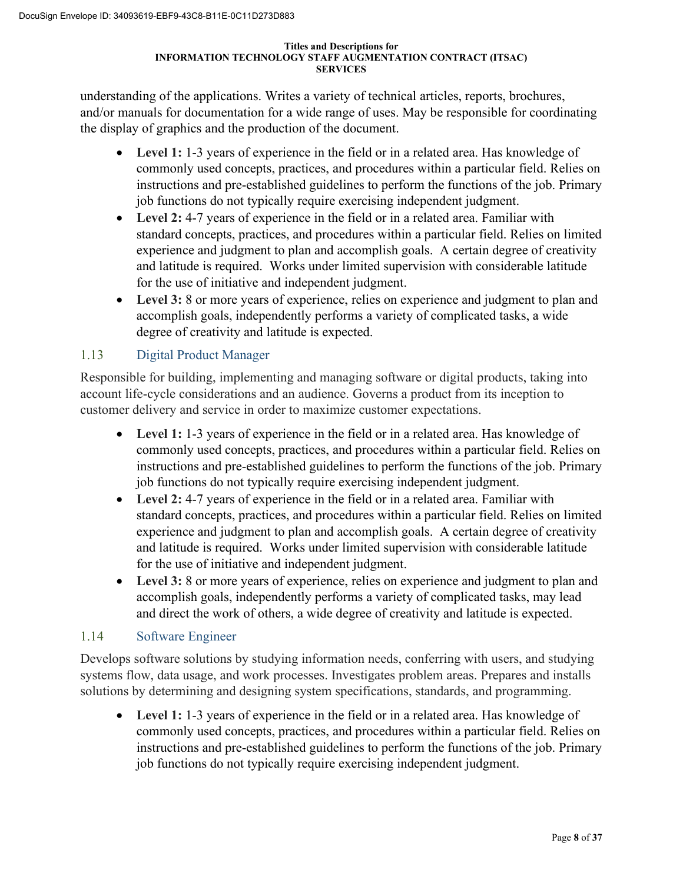understanding of the applications. Writes a variety of technical articles, reports, brochures, and/or manuals for documentation for a wide range of uses. May be responsible for coordinating the display of graphics and the production of the document.

- **Level 1:** 1-3 years of experience in the field or in a related area. Has knowledge of commonly used concepts, practices, and procedures within a particular field. Relies on instructions and pre-established guidelines to perform the functions of the job. Primary job functions do not typically require exercising independent judgment.
- **Level 2:** 4-7 years of experience in the field or in a related area. Familiar with standard concepts, practices, and procedures within a particular field. Relies on limited experience and judgment to plan and accomplish goals. A certain degree of creativity and latitude is required. Works under limited supervision with considerable latitude for the use of initiative and independent judgment.
- **Level 3:** 8 or more years of experience, relies on experience and judgment to plan and accomplish goals, independently performs a variety of complicated tasks, a wide degree of creativity and latitude is expected.

## 1.13 Digital Product Manager

Responsible for building, implementing and managing software or digital products, taking into account life-cycle considerations and an audience. Governs a product from its inception to customer delivery and service in order to maximize customer expectations.

- **Level 1:** 1-3 years of experience in the field or in a related area. Has knowledge of commonly used concepts, practices, and procedures within a particular field. Relies on instructions and pre-established guidelines to perform the functions of the job. Primary job functions do not typically require exercising independent judgment.
- **Level 2:** 4-7 years of experience in the field or in a related area. Familiar with standard concepts, practices, and procedures within a particular field. Relies on limited experience and judgment to plan and accomplish goals. A certain degree of creativity and latitude is required. Works under limited supervision with considerable latitude for the use of initiative and independent judgment.
- **Level 3:** 8 or more years of experience, relies on experience and judgment to plan and accomplish goals, independently performs a variety of complicated tasks, may lead and direct the work of others, a wide degree of creativity and latitude is expected.

## 1.14 Software Engineer

Develops software solutions by studying information needs, conferring with users, and studying systems flow, data usage, and work processes. Investigates problem areas. Prepares and installs solutions by determining and designing system specifications, standards, and programming.

- **Level 1:** 1-3 years of experience in the field or in a related area. Has knowledge of commonly used concepts, practices, and procedures within a particular field. Relies on instructions and pre-established guidelines to perform the functions of the job. Primary job functions do not typically require exercising independent judgment.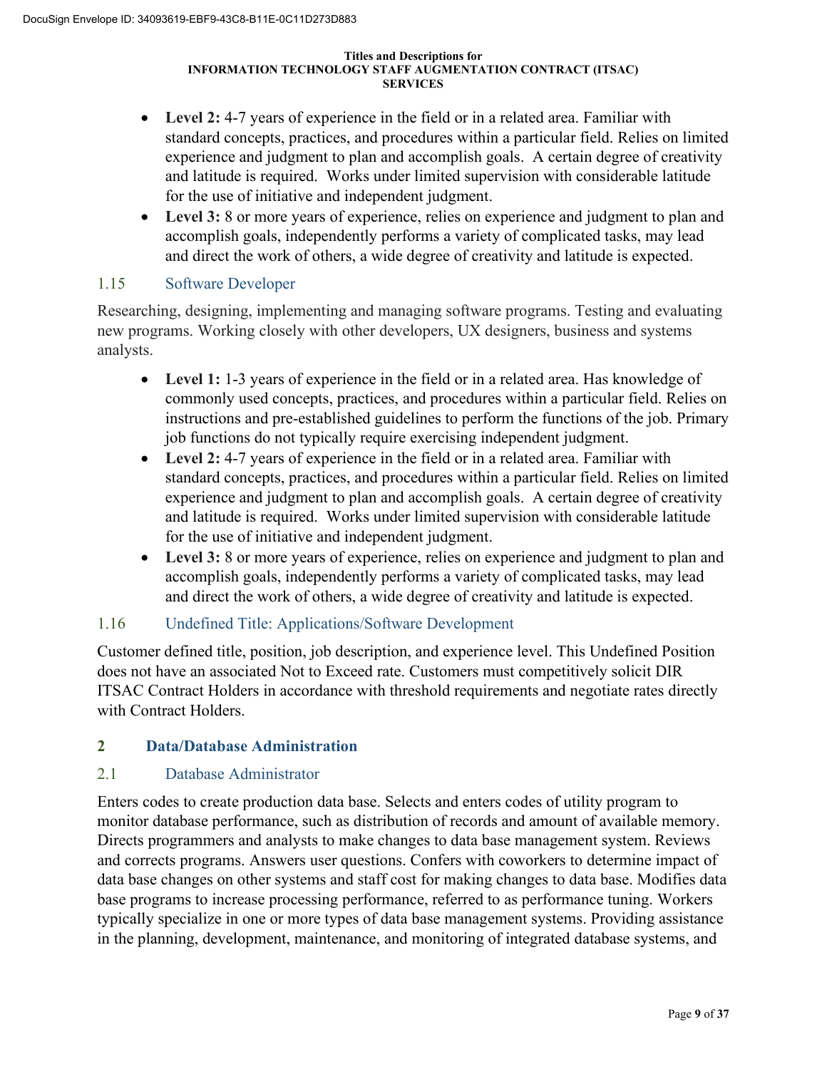- **Level 2:** 4-7 years of experience in the field or in a related area. Familiar with standard concepts, practices, and procedures within a particular field. Relies on limited experience and judgment to plan and accomplish goals. A certain degree of creativity and latitude is required. Works under limited supervision with considerable latitude for the use of initiative and independent judgment.
- **Level 3:** 8 or more years of experience, relies on experience and judgment to plan and accomplish goals, independently performs a variety of complicated tasks, may lead and direct the work of others, a wide degree of creativity and latitude is expected.

### 1.15 Software Developer

Researching, designing, implementing and managing software programs. Testing and evaluating new programs. Working closely with other developers, UX designers, business and systems analysts.

- **Level 1:** 1-3 years of experience in the field or in a related area. Has knowledge of commonly used concepts, practices, and procedures within a particular field. Relies on instructions and pre-established guidelines to perform the functions of the job. Primary job functions do not typically require exercising independent judgment.
- **Level 2:** 4-7 years of experience in the field or in a related area. Familiar with standard concepts, practices, and procedures within a particular field. Relies on limited experience and judgment to plan and accomplish goals. A certain degree of creativity and latitude is required. Works under limited supervision with considerable latitude for the use of initiative and independent judgment.
- **Level 3:** 8 or more years of experience, relies on experience and judgment to plan and accomplish goals, independently performs a variety of complicated tasks, may lead and direct the work of others, a wide degree of creativity and latitude is expected.

### 1.16 Undefined Title: Applications/Software Development

Customer defined title, position, job description, and experience level. This Undefined Position does not have an associated Not to Exceed rate. Customers must competitively solicit DIR ITSAC Contract Holders in accordance with threshold requirements and negotiate rates directly with Contract Holders.

## 2 Data/Database Administration

### 2.1 Database Administrator

Enters codes to create production data base. Selects and enters codes of utility program to monitor database performance, such as distribution of records and amount of available memory. Directs programmers and analysts to make changes to data base management system. Reviews and corrects programs. Answers user questions. Confers with coworkers to determine impact of data base changes on other systems and staff cost for making changes to data base. Modifies data base programs to increase processing performance, referred to as performance tuning. Workers typically specialize in one or more types of data base management systems. Providing assistance in the planning, development, maintenance, and monitoring of integrated database systems, and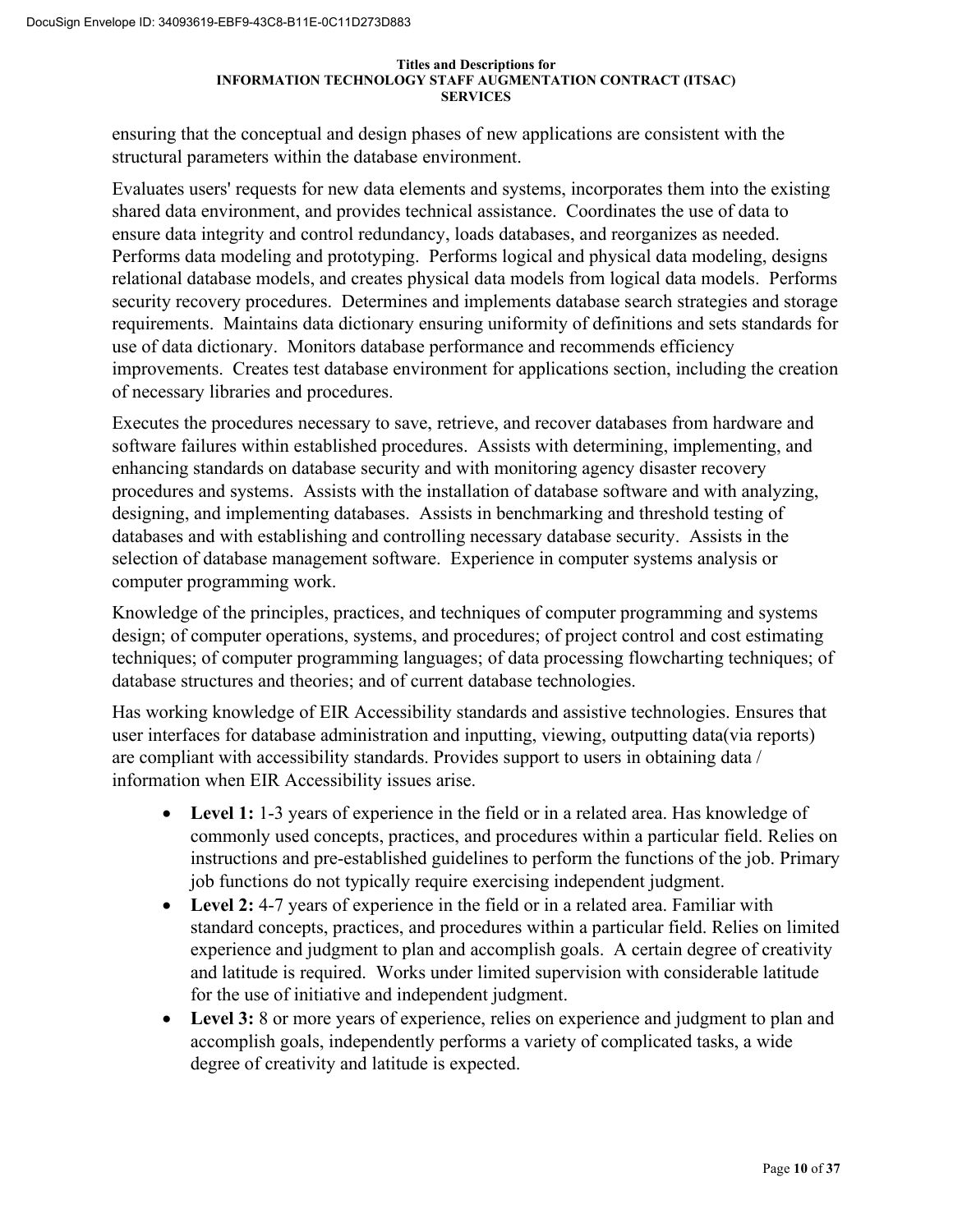ensuring that the conceptual and design phases of new applications are consistent with the structural parameters within the database environment.

Evaluates users' requests for new data elements and systems, incorporates them into the existing shared data environment, and provides technical assistance. Coordinates the use of data to ensure data integrity and control redundancy, loads databases, and reorganizes as needed. Performs data modeling and prototyping. Performs logical and physical data modeling, designs relational database models, and creates physical data models from logical data models. Performs security recovery procedures. Determines and implements database search strategies and storage requirements. Maintains data dictionary ensuring uniformity of definitions and sets standards for use of data dictionary. Monitors database performance and recommends efficiency improvements. Creates test database environment for applications section, including the creation of necessary libraries and procedures.

Executes the procedures necessary to save, retrieve, and recover databases from hardware and software failures within established procedures. Assists with determining, implementing, and enhancing standards on database security and with monitoring agency disaster recovery procedures and systems. Assists with the installation of database software and with analyzing, designing, and implementing databases. Assists in benchmarking and threshold testing of databases and with establishing and controlling necessary database security. Assists in the selection of database management software. Experience in computer systems analysis or computer programming work.

Knowledge of the principles, practices, and techniques of computer programming and systems design; of computer operations, systems, and procedures; of project control and cost estimating techniques; of computer programming languages; of data processing flowcharting techniques; of database structures and theories; and of current database technologies.

Has working knowledge of EIR Accessibility standards and assistive technologies. Ensures that user interfaces for database administration and inputting, viewing, outputting data(via reports) are compliant with accessibility standards. Provides support to users in obtaining data / information when EIR Accessibility issues arise.

- **Level 1:** 1-3 years of experience in the field or in a related area. Has knowledge of commonly used concepts, practices, and procedures within a particular field. Relies on instructions and pre-established guidelines to perform the functions of the job. Primary job functions do not typically require exercising independent judgment.
- **Level 2:** 4-7 years of experience in the field or in a related area. Familiar with standard concepts, practices, and procedures within a particular field. Relies on limited experience and judgment to plan and accomplish goals. A certain degree of creativity and latitude is required. Works under limited supervision with considerable latitude for the use of initiative and independent judgment.
- **Level 3:** 8 or more years of experience, relies on experience and judgment to plan and accomplish goals, independently performs a variety of complicated tasks, a wide degree of creativity and latitude is expected.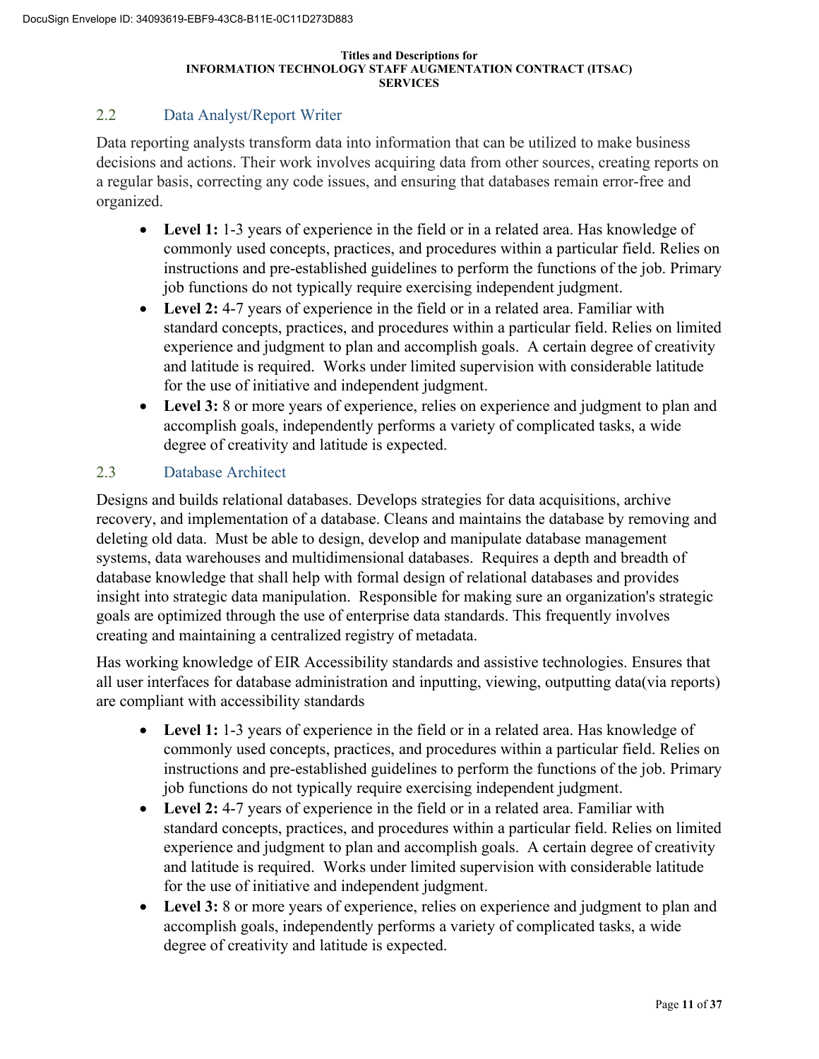## 2.2 Data Analyst/Report Writer

Data reporting analysts transform data into information that can be utilized to make business decisions and actions. Their work involves acquiring data from other sources, creating reports on a regular basis, correcting any code issues, and ensuring that databases remain error-free and organized.

- **Level 1:** 1-3 years of experience in the field or in a related area. Has knowledge of commonly used concepts, practices, and procedures within a particular field. Relies on instructions and pre-established guidelines to perform the functions of the job. Primary job functions do not typically require exercising independent judgment.
- **Level 2:** 4-7 years of experience in the field or in a related area. Familiar with standard concepts, practices, and procedures within a particular field. Relies on limited experience and judgment to plan and accomplish goals. A certain degree of creativity and latitude is required. Works under limited supervision with considerable latitude for the use of initiative and independent judgment.
- **Level 3:** 8 or more years of experience, relies on experience and judgment to plan and accomplish goals, independently performs a variety of complicated tasks, a wide degree of creativity and latitude is expected.

## 2.3 Database Architect

Designs and builds relational databases. Develops strategies for data acquisitions, archive recovery, and implementation of a database. Cleans and maintains the database by removing and deleting old data. Must be able to design, develop and manipulate database management systems, data warehouses and multidimensional databases. Requires a depth and breadth of database knowledge that shall help with formal design of relational databases and provides insight into strategic data manipulation. Responsible for making sure an organization's strategic goals are optimized through the use of enterprise data standards. This frequently involves creating and maintaining a centralized registry of metadata.

Has working knowledge of EIR Accessibility standards and assistive technologies. Ensures that all user interfaces for database administration and inputting, viewing, outputting data(via reports) are compliant with accessibility standards

- **Level 1:** 1-3 years of experience in the field or in a related area. Has knowledge of commonly used concepts, practices, and procedures within a particular field. Relies on instructions and pre-established guidelines to perform the functions of the job. Primary job functions do not typically require exercising independent judgment.
- **Level 2:** 4-7 years of experience in the field or in a related area. Familiar with standard concepts, practices, and procedures within a particular field. Relies on limited experience and judgment to plan and accomplish goals. A certain degree of creativity and latitude is required. Works under limited supervision with considerable latitude for the use of initiative and independent judgment.
- **Level 3:** 8 or more years of experience, relies on experience and judgment to plan and accomplish goals, independently performs a variety of complicated tasks, a wide degree of creativity and latitude is expected.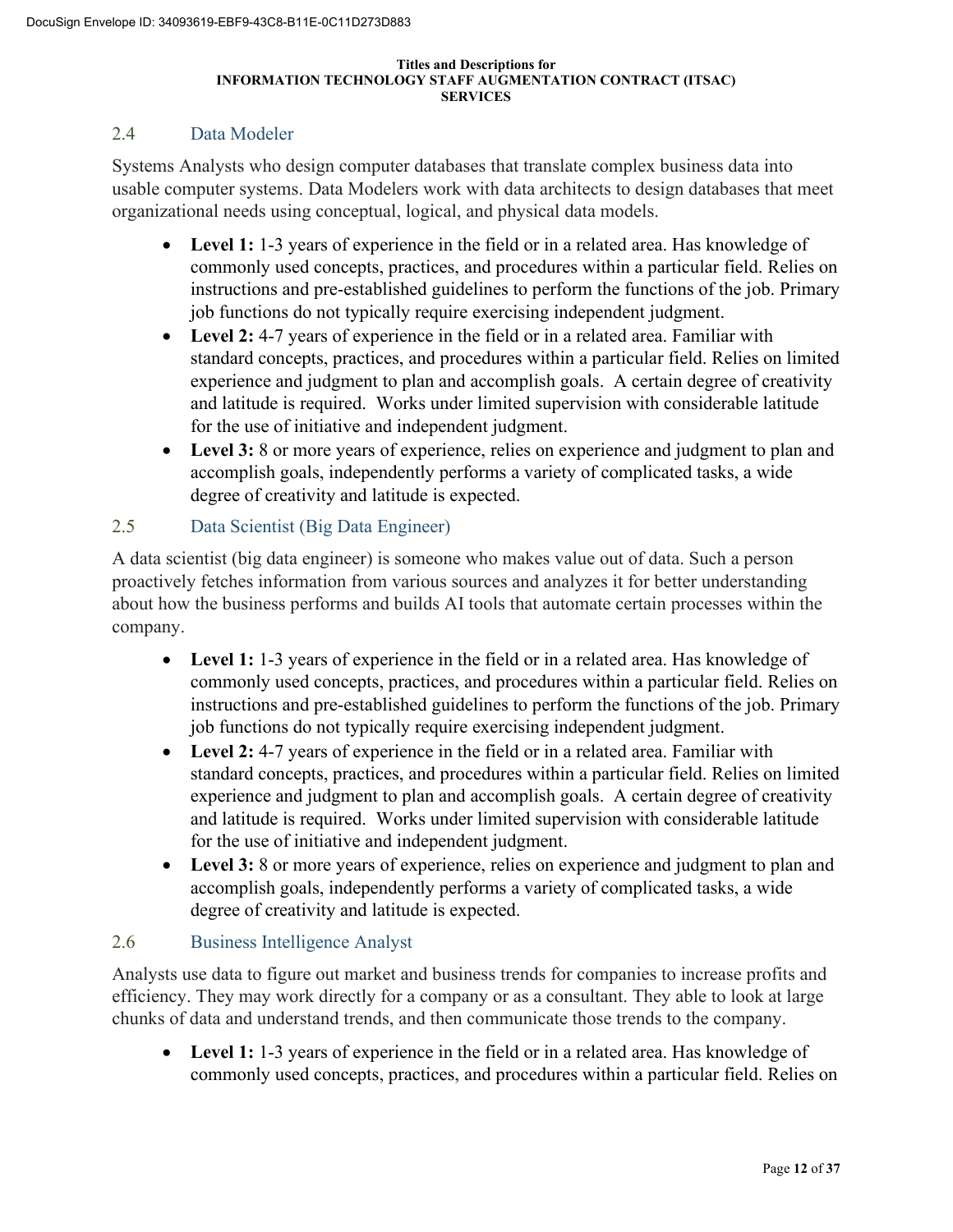## 2.4 Data Modeler

Systems Analysts who design computer databases that translate complex business data into usable computer systems. Data Modelers work with data architects to design databases that meet organizational needs using conceptual, logical, and physical data models.

- **Level 1:** 1-3 years of experience in the field or in a related area. Has knowledge of commonly used concepts, practices, and procedures within a particular field. Relies on instructions and pre-established guidelines to perform the functions of the job. Primary job functions do not typically require exercising independent judgment.
- **Level 2:** 4-7 years of experience in the field or in a related area. Familiar with standard concepts, practices, and procedures within a particular field. Relies on limited experience and judgment to plan and accomplish goals. A certain degree of creativity and latitude is required. Works under limited supervision with considerable latitude for the use of initiative and independent judgment.
- **Level 3:** 8 or more years of experience, relies on experience and judgment to plan and accomplish goals, independently performs a variety of complicated tasks, a wide degree of creativity and latitude is expected.

## 2.5 Data Scientist (Big Data Engineer)

A data scientist (big data engineer) is someone who makes value out of data. Such a person proactively fetches information from various sources and analyzes it for better understanding about how the business performs and builds AI tools that automate certain processes within the company.

- **Level 1:** 1-3 years of experience in the field or in a related area. Has knowledge of commonly used concepts, practices, and procedures within a particular field. Relies on instructions and pre-established guidelines to perform the functions of the job. Primary job functions do not typically require exercising independent judgment.
- **Level 2:** 4-7 years of experience in the field or in a related area. Familiar with standard concepts, practices, and procedures within a particular field. Relies on limited experience and judgment to plan and accomplish goals. A certain degree of creativity and latitude is required. Works under limited supervision with considerable latitude for the use of initiative and independent judgment.
- **Level 3:** 8 or more years of experience, relies on experience and judgment to plan and accomplish goals, independently performs a variety of complicated tasks, a wide degree of creativity and latitude is expected.

## 2.6 Business Intelligence Analyst

Analysts use data to figure out market and business trends for companies to increase profits and efficiency. They may work directly for a company or as a consultant. They able to look at large chunks of data and understand trends, and then communicate those trends to the company.

- **Level 1:** 1-3 years of experience in the field or in a related area. Has knowledge of commonly used concepts, practices, and procedures within a particular field. Relies on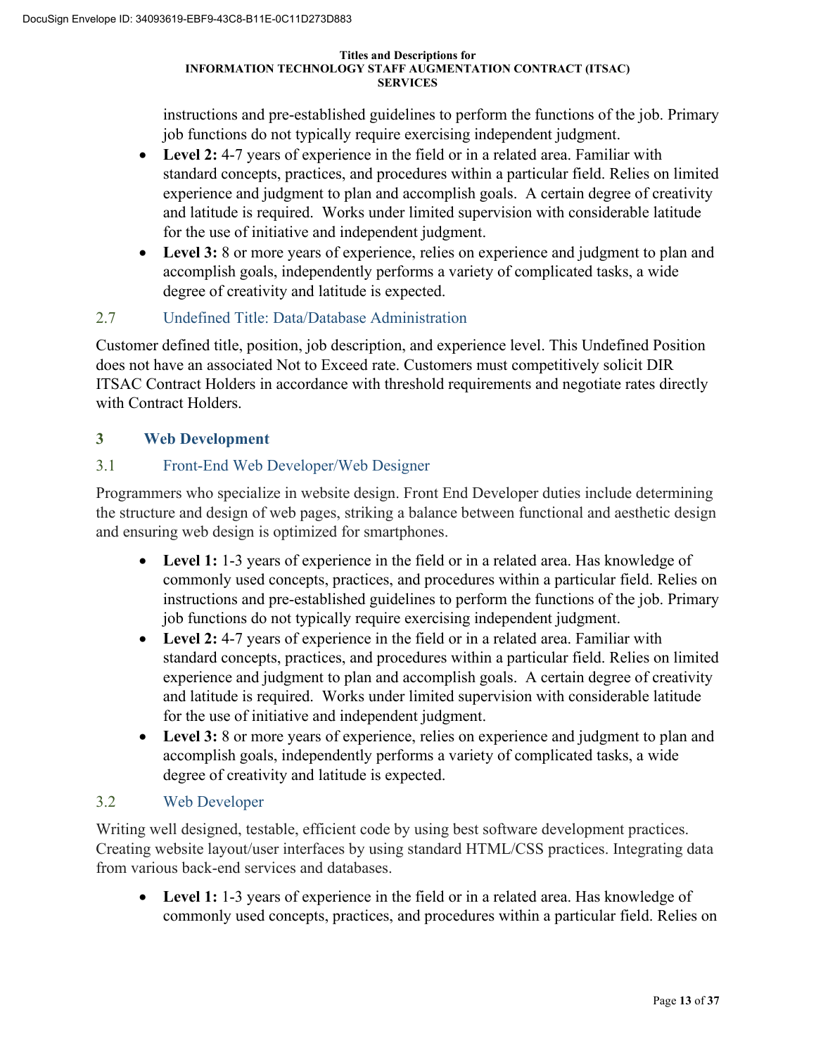instructions and pre-established guidelines to perform the functions of the job. Primary job functions do not typically require exercising independent judgment.

- **Level 2:** 4-7 years of experience in the field or in a related area. Familiar with standard concepts, practices, and procedures within a particular field. Relies on limited experience and judgment to plan and accomplish goals. A certain degree of creativity and latitude is required. Works under limited supervision with considerable latitude for the use of initiative and independent judgment.
- **Level 3:** 8 or more years of experience, relies on experience and judgment to plan and accomplish goals, independently performs a variety of complicated tasks, a wide degree of creativity and latitude is expected.

### 2.7 Undefined Title: Data/Database Administration

Customer defined title, position, job description, and experience level. This Undefined Position does not have an associated Not to Exceed rate. Customers must competitively solicit DIR ITSAC Contract Holders in accordance with threshold requirements and negotiate rates directly with Contract Holders.

## 3 Web Development

### 3.1 Front-End Web Developer/Web Designer

Programmers who specialize in website design. Front End Developer duties include determining the structure and design of web pages, striking a balance between functional and aesthetic design and ensuring web design is optimized for smartphones.

- **Level 1:** 1-3 years of experience in the field or in a related area. Has knowledge of commonly used concepts, practices, and procedures within a particular field. Relies on instructions and pre-established guidelines to perform the functions of the job. Primary job functions do not typically require exercising independent judgment.
- **Level 2:** 4-7 years of experience in the field or in a related area. Familiar with standard concepts, practices, and procedures within a particular field. Relies on limited experience and judgment to plan and accomplish goals. A certain degree of creativity and latitude is required. Works under limited supervision with considerable latitude for the use of initiative and independent judgment.
- **Level 3:** 8 or more years of experience, relies on experience and judgment to plan and accomplish goals, independently performs a variety of complicated tasks, a wide degree of creativity and latitude is expected.

### 3.2 Web Developer

Writing well designed, testable, efficient code by using best software development practices. Creating website layout/user interfaces by using standard HTML/CSS practices. Integrating data from various back-end services and databases.

- **Level 1:** 1-3 years of experience in the field or in a related area. Has knowledge of commonly used concepts, practices, and procedures within a particular field. Relies on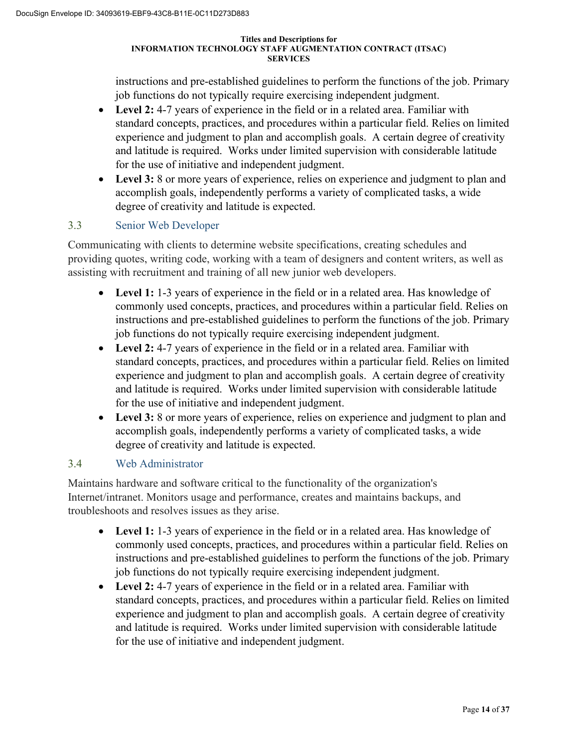instructions and pre-established guidelines to perform the functions of the job. Primary job functions do not typically require exercising independent judgment.

- **Level 2:** 4-7 years of experience in the field or in a related area. Familiar with standard concepts, practices, and procedures within a particular field. Relies on limited experience and judgment to plan and accomplish goals. A certain degree of creativity and latitude is required. Works under limited supervision with considerable latitude for the use of initiative and independent judgment.
- **Level 3:** 8 or more years of experience, relies on experience and judgment to plan and accomplish goals, independently performs a variety of complicated tasks, a wide degree of creativity and latitude is expected.

## 3.3 Senior Web Developer

Communicating with clients to determine website specifications, creating schedules and providing quotes, writing code, working with a team of designers and content writers, as well as assisting with recruitment and training of all new junior web developers.

- **Level 1:** 1-3 years of experience in the field or in a related area. Has knowledge of commonly used concepts, practices, and procedures within a particular field. Relies on instructions and pre-established guidelines to perform the functions of the job. Primary job functions do not typically require exercising independent judgment.
- **Level 2:** 4-7 years of experience in the field or in a related area. Familiar with standard concepts, practices, and procedures within a particular field. Relies on limited experience and judgment to plan and accomplish goals. A certain degree of creativity and latitude is required. Works under limited supervision with considerable latitude for the use of initiative and independent judgment.
- **Level 3:** 8 or more years of experience, relies on experience and judgment to plan and accomplish goals, independently performs a variety of complicated tasks, a wide degree of creativity and latitude is expected.

## 3.4 Web Administrator

Maintains hardware and software critical to the functionality of the organization's Internet/intranet. Monitors usage and performance, creates and maintains backups, and troubleshoots and resolves issues as they arise.

- **Level 1:** 1-3 years of experience in the field or in a related area. Has knowledge of commonly used concepts, practices, and procedures within a particular field. Relies on instructions and pre-established guidelines to perform the functions of the job. Primary job functions do not typically require exercising independent judgment.
- **Level 2:** 4-7 years of experience in the field or in a related area. Familiar with standard concepts, practices, and procedures within a particular field. Relies on limited experience and judgment to plan and accomplish goals. A certain degree of creativity and latitude is required. Works under limited supervision with considerable latitude for the use of initiative and independent judgment.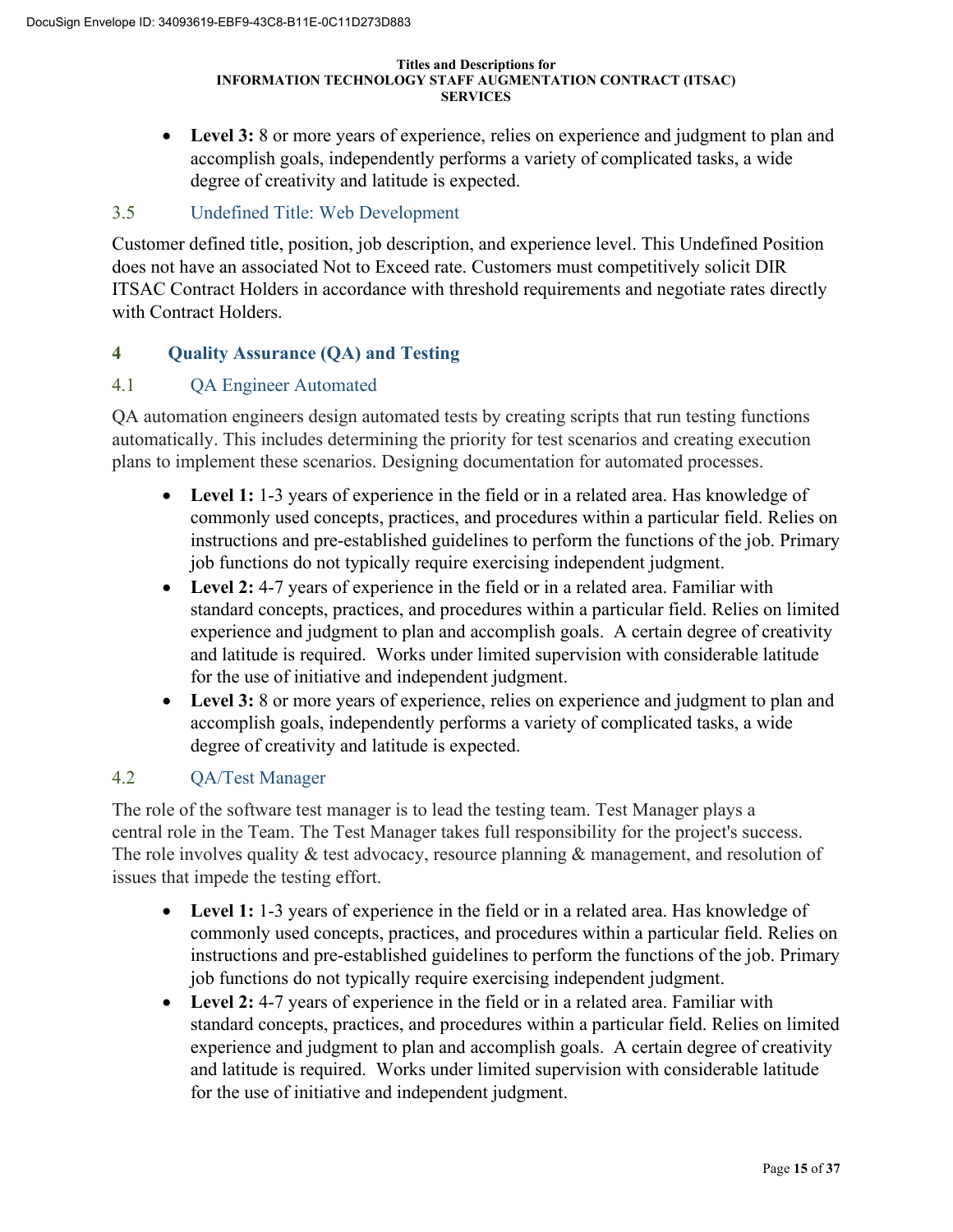- **Level 3:** 8 or more years of experience, relies on experience and judgment to plan and accomplish goals, independently performs a variety of complicated tasks, a wide degree of creativity and latitude is expected.

### 3.5 Undefined Title: Web Development

Customer defined title, position, job description, and experience level. This Undefined Position does not have an associated Not to Exceed rate. Customers must competitively solicit DIR ITSAC Contract Holders in accordance with threshold requirements and negotiate rates directly with Contract Holders.

## 4 Quality Assurance (QA) and Testing

### 4.1 QA Engineer Automated

QA automation engineers design automated tests by creating scripts that run testing functions automatically. This includes determining the priority for test scenarios and creating execution plans to implement these scenarios. Designing documentation for automated processes.

- **Level 1:** 1-3 years of experience in the field or in a related area. Has knowledge of commonly used concepts, practices, and procedures within a particular field. Relies on instructions and pre-established guidelines to perform the functions of the job. Primary job functions do not typically require exercising independent judgment.
- **Level 2:** 4-7 years of experience in the field or in a related area. Familiar with standard concepts, practices, and procedures within a particular field. Relies on limited experience and judgment to plan and accomplish goals. A certain degree of creativity and latitude is required. Works under limited supervision with considerable latitude for the use of initiative and independent judgment.
- **Level 3:** 8 or more years of experience, relies on experience and judgment to plan and accomplish goals, independently performs a variety of complicated tasks, a wide degree of creativity and latitude is expected.

### 4.2 QA/Test Manager

The role of the software test manager is to lead the testing team. Test Manager plays a central role in the Team. The Test Manager takes full responsibility for the project's success. The role involves quality & test advocacy, resource planning & management, and resolution of issues that impede the testing effort.

- **Level 1:** 1-3 years of experience in the field or in a related area. Has knowledge of commonly used concepts, practices, and procedures within a particular field. Relies on instructions and pre-established guidelines to perform the functions of the job. Primary job functions do not typically require exercising independent judgment.
- **Level 2:** 4-7 years of experience in the field or in a related area. Familiar with standard concepts, practices, and procedures within a particular field. Relies on limited experience and judgment to plan and accomplish goals. A certain degree of creativity and latitude is required. Works under limited supervision with considerable latitude for the use of initiative and independent judgment.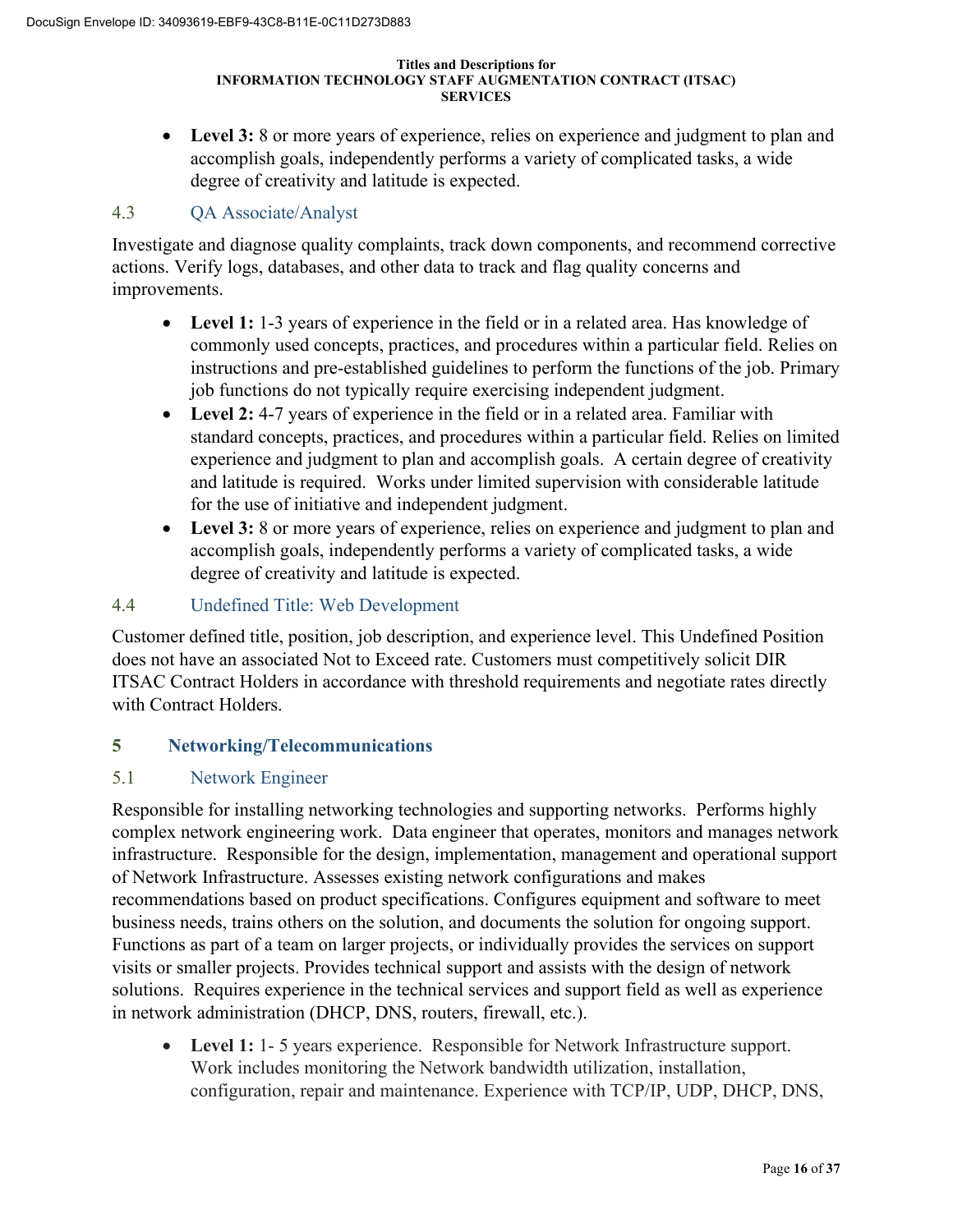- **Level 3:** 8 or more years of experience, relies on experience and judgment to plan and accomplish goals, independently performs a variety of complicated tasks, a wide degree of creativity and latitude is expected.

### 4.3 QA Associate/Analyst

Investigate and diagnose quality complaints, track down components, and recommend corrective actions. Verify logs, databases, and other data to track and flag quality concerns and improvements.

- **Level 1:** 1-3 years of experience in the field or in a related area. Has knowledge of commonly used concepts, practices, and procedures within a particular field. Relies on instructions and pre-established guidelines to perform the functions of the job. Primary job functions do not typically require exercising independent judgment.
- **Level 2:** 4-7 years of experience in the field or in a related area. Familiar with standard concepts, practices, and procedures within a particular field. Relies on limited experience and judgment to plan and accomplish goals. A certain degree of creativity and latitude is required. Works under limited supervision with considerable latitude for the use of initiative and independent judgment.
- **Level 3:** 8 or more years of experience, relies on experience and judgment to plan and accomplish goals, independently performs a variety of complicated tasks, a wide degree of creativity and latitude is expected.

### 4.4 Undefined Title: Web Development

Customer defined title, position, job description, and experience level. This Undefined Position does not have an associated Not to Exceed rate. Customers must competitively solicit DIR ITSAC Contract Holders in accordance with threshold requirements and negotiate rates directly with Contract Holders.

## 5 Networking/Telecommunications

### 5.1 Network Engineer

Responsible for installing networking technologies and supporting networks. Performs highly complex network engineering work. Data engineer that operates, monitors and manages network infrastructure. Responsible for the design, implementation, management and operational support of Network Infrastructure. Assesses existing network configurations and makes recommendations based on product specifications. Configures equipment and software to meet business needs, trains others on the solution, and documents the solution for ongoing support. Functions as part of a team on larger projects, or individually provides the services on support visits or smaller projects. Provides technical support and assists with the design of network solutions. Requires experience in the technical services and support field as well as experience in network administration (DHCP, DNS, routers, firewall, etc.).

- **Level 1:** 1- 5 years experience. Responsible for Network Infrastructure support. Work includes monitoring the Network bandwidth utilization, installation, configuration, repair and maintenance. Experience with TCP/IP, UDP, DHCP, DNS,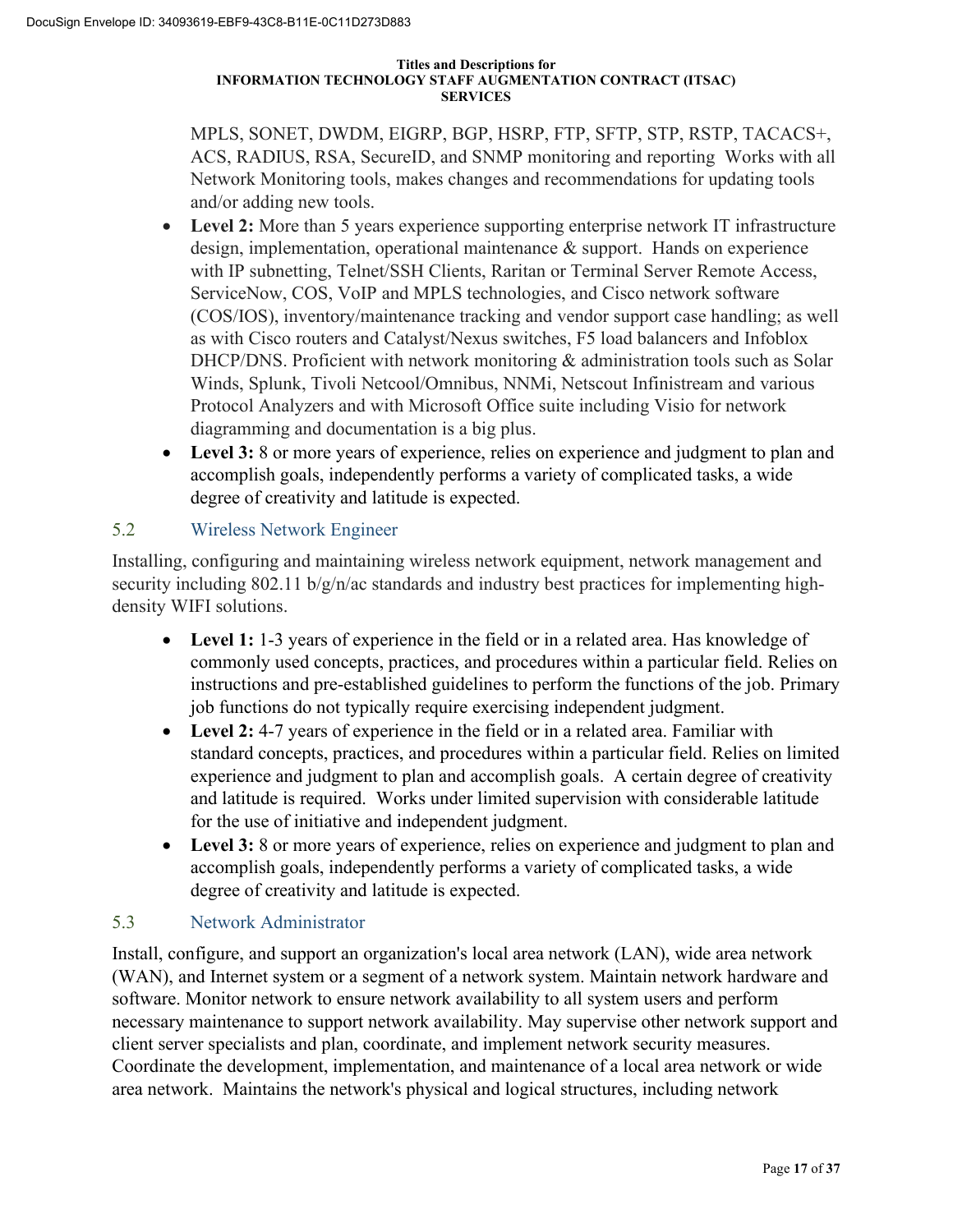MPLS, SONET, DWDM, EIGRP, BGP, HSRP, FTP, SFTP, STP, RSTP, TACACS+, ACS, RADIUS, RSA, SecureID, and SNMP monitoring and reporting  Works with all Network Monitoring tools, makes changes and recommendations for updating tools and/or adding new tools.

- **Level 2:** More than 5 years experience supporting enterprise network IT infrastructure design, implementation, operational maintenance & support.  Hands on experience with IP subnetting, Telnet/SSH Clients, Raritan or Terminal Server Remote Access, ServiceNow, COS, VoIP and MPLS technologies, and Cisco network software (COS/IOS), inventory/maintenance tracking and vendor support case handling; as well as with Cisco routers and Catalyst/Nexus switches, F5 load balancers and Infoblox DHCP/DNS. Proficient with network monitoring & administration tools such as Solar Winds, Splunk, Tivoli Netcool/Omnibus, NNMi, Netscout Infinistream and various Protocol Analyzers and with Microsoft Office suite including Visio for network diagramming and documentation is a big plus.
- **Level 3:** 8 or more years of experience, relies on experience and judgment to plan and accomplish goals, independently performs a variety of complicated tasks, a wide degree of creativity and latitude is expected.

### 5.2 Wireless Network Engineer

Installing, configuring and maintaining wireless network equipment, network management and security including 802.11 b/g/n/ac standards and industry best practices for implementing high-density WIFI solutions.

- **Level 1:** 1-3 years of experience in the field or in a related area. Has knowledge of commonly used concepts, practices, and procedures within a particular field. Relies on instructions and pre-established guidelines to perform the functions of the job. Primary job functions do not typically require exercising independent judgment.
- **Level 2:** 4-7 years of experience in the field or in a related area. Familiar with standard concepts, practices, and procedures within a particular field. Relies on limited experience and judgment to plan and accomplish goals.  A certain degree of creativity and latitude is required.  Works under limited supervision with considerable latitude for the use of initiative and independent judgment.
- **Level 3:** 8 or more years of experience, relies on experience and judgment to plan and accomplish goals, independently performs a variety of complicated tasks, a wide degree of creativity and latitude is expected.

### 5.3 Network Administrator

Install, configure, and support an organization's local area network (LAN), wide area network (WAN), and Internet system or a segment of a network system. Maintain network hardware and software. Monitor network to ensure network availability to all system users and perform necessary maintenance to support network availability. May supervise other network support and client server specialists and plan, coordinate, and implement network security measures. Coordinate the development, implementation, and maintenance of a local area network or wide area network.  Maintains the network's physical and logical structures, including network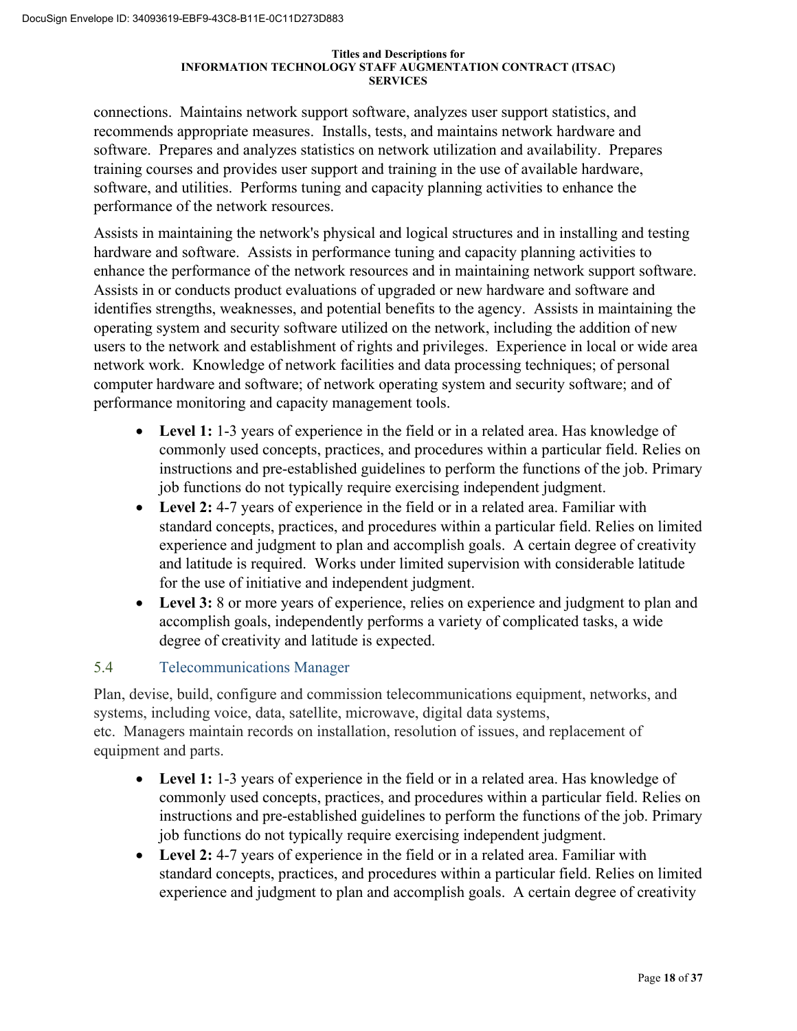connections. Maintains network support software, analyzes user support statistics, and recommends appropriate measures. Installs, tests, and maintains network hardware and software. Prepares and analyzes statistics on network utilization and availability. Prepares training courses and provides user support and training in the use of available hardware, software, and utilities. Performs tuning and capacity planning activities to enhance the performance of the network resources.

Assists in maintaining the network's physical and logical structures and in installing and testing hardware and software. Assists in performance tuning and capacity planning activities to enhance the performance of the network resources and in maintaining network support software. Assists in or conducts product evaluations of upgraded or new hardware and software and identifies strengths, weaknesses, and potential benefits to the agency. Assists in maintaining the operating system and security software utilized on the network, including the addition of new users to the network and establishment of rights and privileges. Experience in local or wide area network work. Knowledge of network facilities and data processing techniques; of personal computer hardware and software; of network operating system and security software; and of performance monitoring and capacity management tools.

- **Level 1:** 1-3 years of experience in the field or in a related area. Has knowledge of commonly used concepts, practices, and procedures within a particular field. Relies on instructions and pre-established guidelines to perform the functions of the job. Primary job functions do not typically require exercising independent judgment.
- **Level 2:** 4-7 years of experience in the field or in a related area. Familiar with standard concepts, practices, and procedures within a particular field. Relies on limited experience and judgment to plan and accomplish goals. A certain degree of creativity and latitude is required. Works under limited supervision with considerable latitude for the use of initiative and independent judgment.
- **Level 3:** 8 or more years of experience, relies on experience and judgment to plan and accomplish goals, independently performs a variety of complicated tasks, a wide degree of creativity and latitude is expected.

## 5.4 Telecommunications Manager

Plan, devise, build, configure and commission telecommunications equipment, networks, and systems, including voice, data, satellite, microwave, digital data systems, etc. Managers maintain records on installation, resolution of issues, and replacement of equipment and parts.

- **Level 1:** 1-3 years of experience in the field or in a related area. Has knowledge of commonly used concepts, practices, and procedures within a particular field. Relies on instructions and pre-established guidelines to perform the functions of the job. Primary job functions do not typically require exercising independent judgment.
- **Level 2:** 4-7 years of experience in the field or in a related area. Familiar with standard concepts, practices, and procedures within a particular field. Relies on limited experience and judgment to plan and accomplish goals. A certain degree of creativity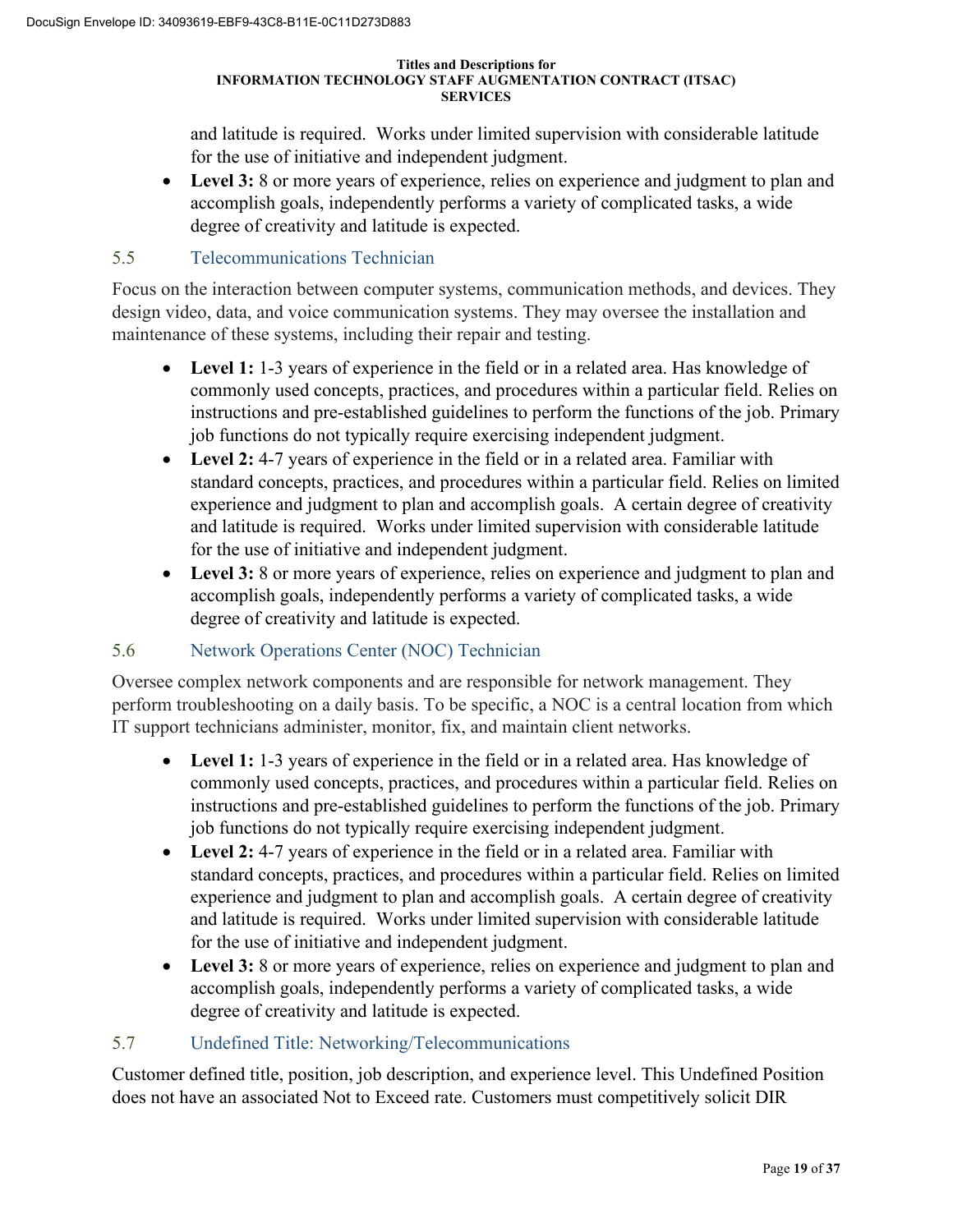and latitude is required. Works under limited supervision with considerable latitude for the use of initiative and independent judgment.

- **Level 3:** 8 or more years of experience, relies on experience and judgment to plan and accomplish goals, independently performs a variety of complicated tasks, a wide degree of creativity and latitude is expected.

### 5.5 Telecommunications Technician

Focus on the interaction between computer systems, communication methods, and devices. They design video, data, and voice communication systems. They may oversee the installation and maintenance of these systems, including their repair and testing.

- **Level 1:** 1-3 years of experience in the field or in a related area. Has knowledge of commonly used concepts, practices, and procedures within a particular field. Relies on instructions and pre-established guidelines to perform the functions of the job. Primary job functions do not typically require exercising independent judgment.
- **Level 2:** 4-7 years of experience in the field or in a related area. Familiar with standard concepts, practices, and procedures within a particular field. Relies on limited experience and judgment to plan and accomplish goals. A certain degree of creativity and latitude is required. Works under limited supervision with considerable latitude for the use of initiative and independent judgment.
- **Level 3:** 8 or more years of experience, relies on experience and judgment to plan and accomplish goals, independently performs a variety of complicated tasks, a wide degree of creativity and latitude is expected.

### 5.6 Network Operations Center (NOC) Technician

Oversee complex network components and are responsible for network management. They perform troubleshooting on a daily basis. To be specific, a NOC is a central location from which IT support technicians administer, monitor, fix, and maintain client networks.

- **Level 1:** 1-3 years of experience in the field or in a related area. Has knowledge of commonly used concepts, practices, and procedures within a particular field. Relies on instructions and pre-established guidelines to perform the functions of the job. Primary job functions do not typically require exercising independent judgment.
- **Level 2:** 4-7 years of experience in the field or in a related area. Familiar with standard concepts, practices, and procedures within a particular field. Relies on limited experience and judgment to plan and accomplish goals. A certain degree of creativity and latitude is required. Works under limited supervision with considerable latitude for the use of initiative and independent judgment.
- **Level 3:** 8 or more years of experience, relies on experience and judgment to plan and accomplish goals, independently performs a variety of complicated tasks, a wide degree of creativity and latitude is expected.

### 5.7 Undefined Title: Networking/Telecommunications

Customer defined title, position, job description, and experience level. This Undefined Position does not have an associated Not to Exceed rate. Customers must competitively solicit DIR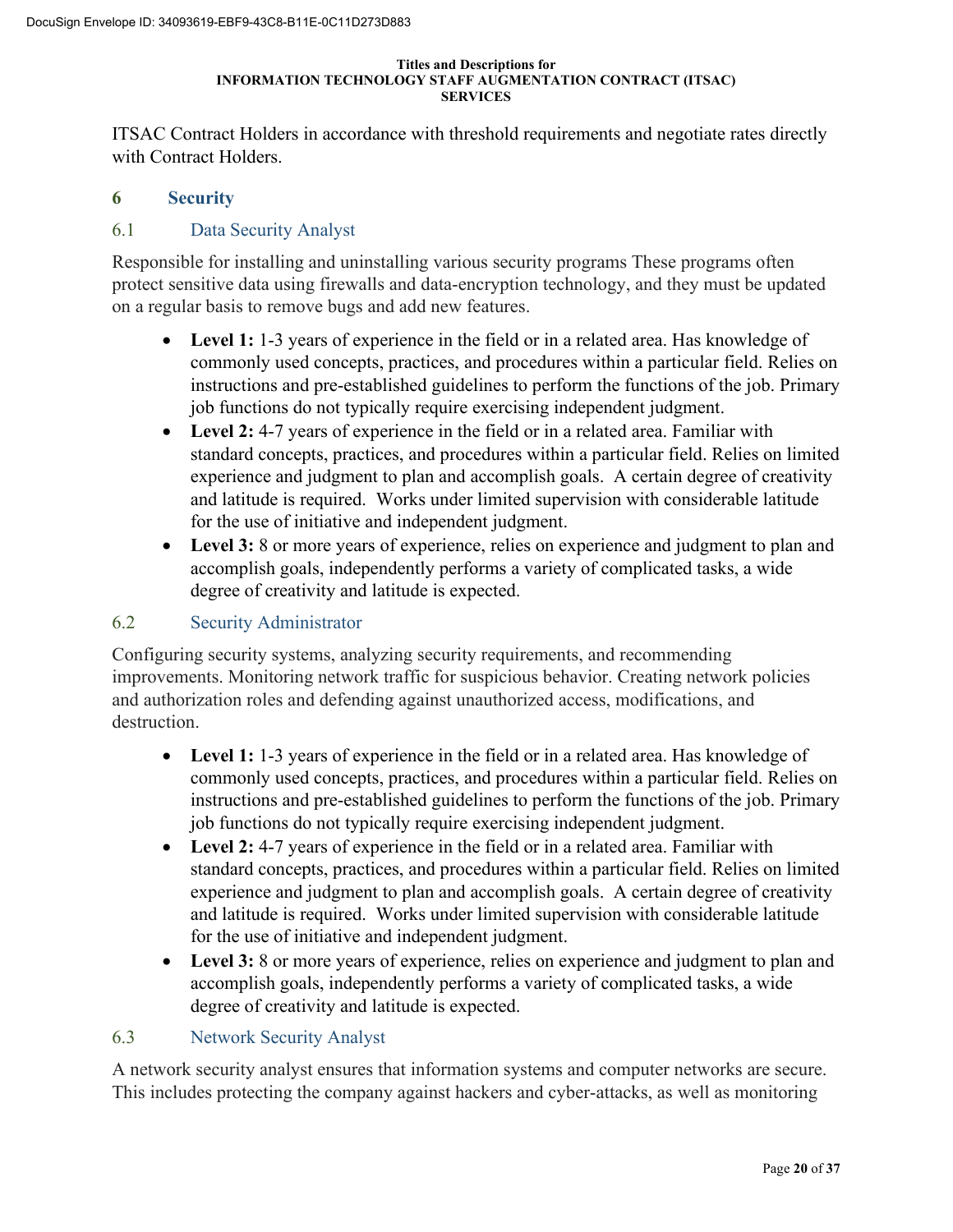ITSAC Contract Holders in accordance with threshold requirements and negotiate rates directly with Contract Holders.

## 6 Security

### 6.1 Data Security Analyst

Responsible for installing and uninstalling various security programs These programs often protect sensitive data using firewalls and data-encryption technology, and they must be updated on a regular basis to remove bugs and add new features.

- **Level 1:** 1-3 years of experience in the field or in a related area. Has knowledge of commonly used concepts, practices, and procedures within a particular field. Relies on instructions and pre-established guidelines to perform the functions of the job. Primary job functions do not typically require exercising independent judgment.
- **Level 2:** 4-7 years of experience in the field or in a related area. Familiar with standard concepts, practices, and procedures within a particular field. Relies on limited experience and judgment to plan and accomplish goals. A certain degree of creativity and latitude is required. Works under limited supervision with considerable latitude for the use of initiative and independent judgment.
- **Level 3:** 8 or more years of experience, relies on experience and judgment to plan and accomplish goals, independently performs a variety of complicated tasks, a wide degree of creativity and latitude is expected.

### 6.2 Security Administrator

Configuring security systems, analyzing security requirements, and recommending improvements. Monitoring network traffic for suspicious behavior. Creating network policies and authorization roles and defending against unauthorized access, modifications, and destruction.

- **Level 1:** 1-3 years of experience in the field or in a related area. Has knowledge of commonly used concepts, practices, and procedures within a particular field. Relies on instructions and pre-established guidelines to perform the functions of the job. Primary job functions do not typically require exercising independent judgment.
- **Level 2:** 4-7 years of experience in the field or in a related area. Familiar with standard concepts, practices, and procedures within a particular field. Relies on limited experience and judgment to plan and accomplish goals. A certain degree of creativity and latitude is required. Works under limited supervision with considerable latitude for the use of initiative and independent judgment.
- **Level 3:** 8 or more years of experience, relies on experience and judgment to plan and accomplish goals, independently performs a variety of complicated tasks, a wide degree of creativity and latitude is expected.

### 6.3 Network Security Analyst

A network security analyst ensures that information systems and computer networks are secure. This includes protecting the company against hackers and cyber-attacks, as well as monitoring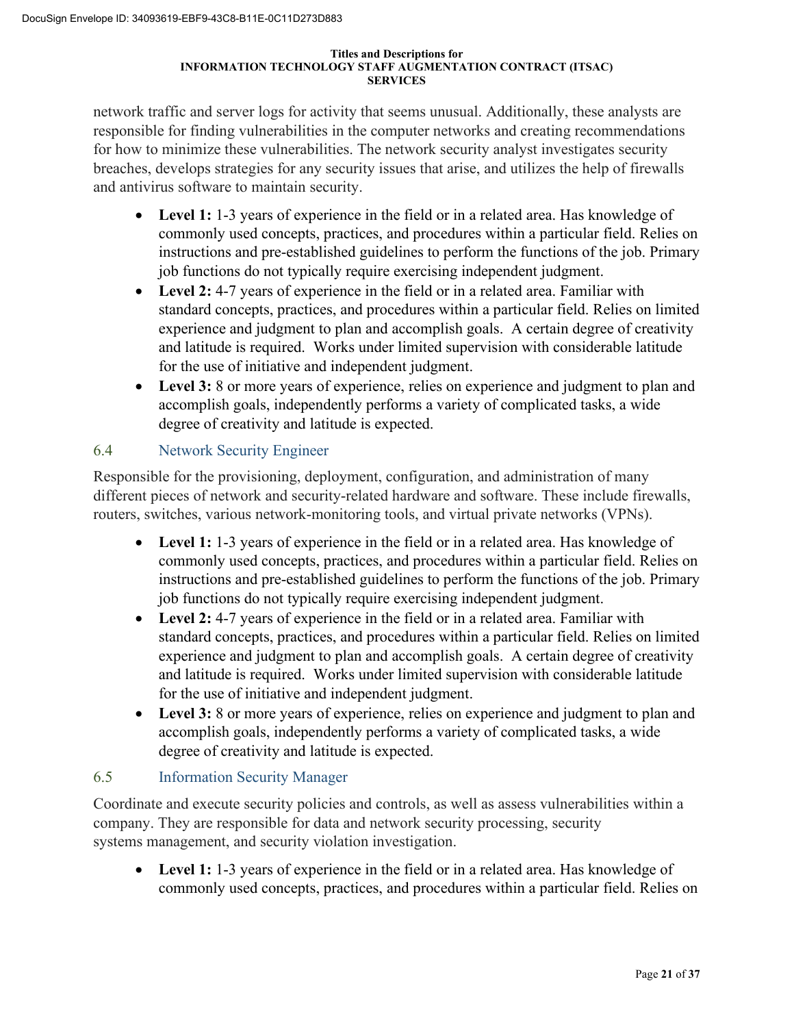network traffic and server logs for activity that seems unusual. Additionally, these analysts are responsible for finding vulnerabilities in the computer networks and creating recommendations for how to minimize these vulnerabilities. The network security analyst investigates security breaches, develops strategies for any security issues that arise, and utilizes the help of firewalls and antivirus software to maintain security.

- **Level 1:** 1-3 years of experience in the field or in a related area. Has knowledge of commonly used concepts, practices, and procedures within a particular field. Relies on instructions and pre-established guidelines to perform the functions of the job. Primary job functions do not typically require exercising independent judgment.
- **Level 2:** 4-7 years of experience in the field or in a related area. Familiar with standard concepts, practices, and procedures within a particular field. Relies on limited experience and judgment to plan and accomplish goals. A certain degree of creativity and latitude is required. Works under limited supervision with considerable latitude for the use of initiative and independent judgment.
- **Level 3:** 8 or more years of experience, relies on experience and judgment to plan and accomplish goals, independently performs a variety of complicated tasks, a wide degree of creativity and latitude is expected.

## 6.4 Network Security Engineer

Responsible for the provisioning, deployment, configuration, and administration of many different pieces of network and security-related hardware and software. These include firewalls, routers, switches, various network-monitoring tools, and virtual private networks (VPNs).

- **Level 1:** 1-3 years of experience in the field or in a related area. Has knowledge of commonly used concepts, practices, and procedures within a particular field. Relies on instructions and pre-established guidelines to perform the functions of the job. Primary job functions do not typically require exercising independent judgment.
- **Level 2:** 4-7 years of experience in the field or in a related area. Familiar with standard concepts, practices, and procedures within a particular field. Relies on limited experience and judgment to plan and accomplish goals. A certain degree of creativity and latitude is required. Works under limited supervision with considerable latitude for the use of initiative and independent judgment.
- **Level 3:** 8 or more years of experience, relies on experience and judgment to plan and accomplish goals, independently performs a variety of complicated tasks, a wide degree of creativity and latitude is expected.

## 6.5 Information Security Manager

Coordinate and execute security policies and controls, as well as assess vulnerabilities within a company. They are responsible for data and network security processing, security systems management, and security violation investigation.

- **Level 1:** 1-3 years of experience in the field or in a related area. Has knowledge of commonly used concepts, practices, and procedures within a particular field. Relies on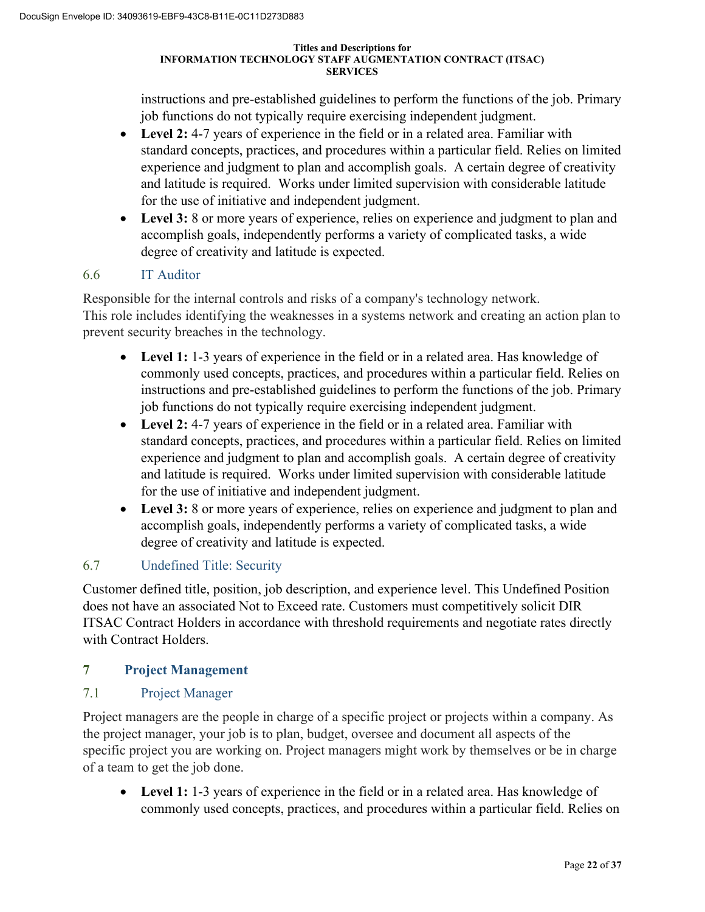instructions and pre-established guidelines to perform the functions of the job. Primary job functions do not typically require exercising independent judgment.

- **Level 2:** 4-7 years of experience in the field or in a related area. Familiar with standard concepts, practices, and procedures within a particular field. Relies on limited experience and judgment to plan and accomplish goals. A certain degree of creativity and latitude is required. Works under limited supervision with considerable latitude for the use of initiative and independent judgment.
- **Level 3:** 8 or more years of experience, relies on experience and judgment to plan and accomplish goals, independently performs a variety of complicated tasks, a wide degree of creativity and latitude is expected.

### 6.6 IT Auditor

Responsible for the internal controls and risks of a company's technology network. This role includes identifying the weaknesses in a systems network and creating an action plan to prevent security breaches in the technology.

- **Level 1:** 1-3 years of experience in the field or in a related area. Has knowledge of commonly used concepts, practices, and procedures within a particular field. Relies on instructions and pre-established guidelines to perform the functions of the job. Primary job functions do not typically require exercising independent judgment.
- **Level 2:** 4-7 years of experience in the field or in a related area. Familiar with standard concepts, practices, and procedures within a particular field. Relies on limited experience and judgment to plan and accomplish goals. A certain degree of creativity and latitude is required. Works under limited supervision with considerable latitude for the use of initiative and independent judgment.
- **Level 3:** 8 or more years of experience, relies on experience and judgment to plan and accomplish goals, independently performs a variety of complicated tasks, a wide degree of creativity and latitude is expected.

### 6.7 Undefined Title: Security

Customer defined title, position, job description, and experience level. This Undefined Position does not have an associated Not to Exceed rate. Customers must competitively solicit DIR ITSAC Contract Holders in accordance with threshold requirements and negotiate rates directly with Contract Holders.

## 7 Project Management

### 7.1 Project Manager

Project managers are the people in charge of a specific project or projects within a company. As the project manager, your job is to plan, budget, oversee and document all aspects of the specific project you are working on. Project managers might work by themselves or be in charge of a team to get the job done.

- **Level 1:** 1-3 years of experience in the field or in a related area. Has knowledge of commonly used concepts, practices, and procedures within a particular field. Relies on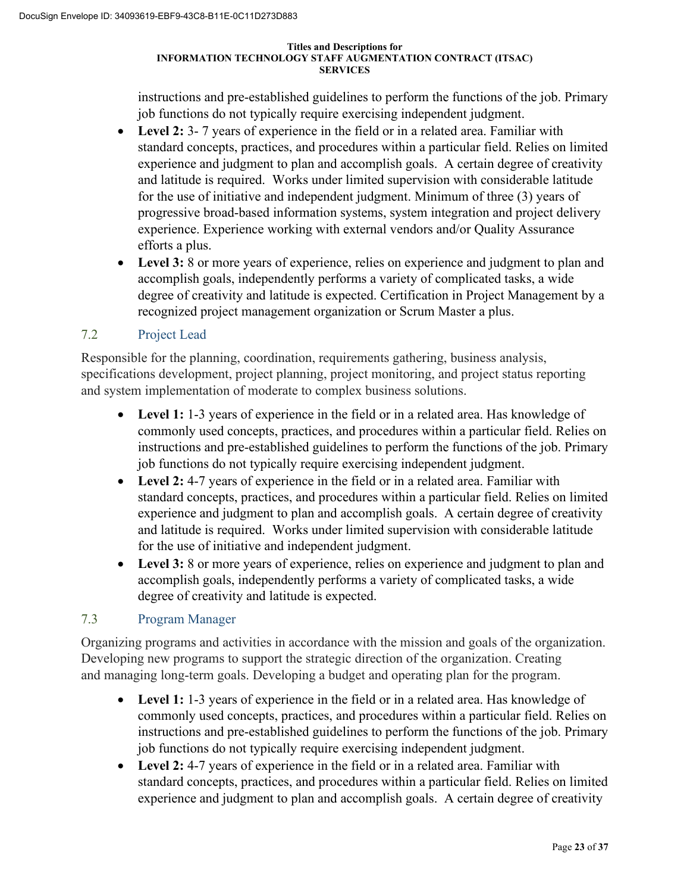instructions and pre-established guidelines to perform the functions of the job. Primary job functions do not typically require exercising independent judgment.

- **Level 2:** 3- 7 years of experience in the field or in a related area. Familiar with standard concepts, practices, and procedures within a particular field. Relies on limited experience and judgment to plan and accomplish goals. A certain degree of creativity and latitude is required. Works under limited supervision with considerable latitude for the use of initiative and independent judgment. Minimum of three (3) years of progressive broad-based information systems, system integration and project delivery experience. Experience working with external vendors and/or Quality Assurance efforts a plus.
- **Level 3:** 8 or more years of experience, relies on experience and judgment to plan and accomplish goals, independently performs a variety of complicated tasks, a wide degree of creativity and latitude is expected. Certification in Project Management by a recognized project management organization or Scrum Master a plus.

## 7.2 Project Lead

Responsible for the planning, coordination, requirements gathering, business analysis, specifications development, project planning, project monitoring, and project status reporting and system implementation of moderate to complex business solutions.

- **Level 1:** 1-3 years of experience in the field or in a related area. Has knowledge of commonly used concepts, practices, and procedures within a particular field. Relies on instructions and pre-established guidelines to perform the functions of the job. Primary job functions do not typically require exercising independent judgment.
- **Level 2:** 4-7 years of experience in the field or in a related area. Familiar with standard concepts, practices, and procedures within a particular field. Relies on limited experience and judgment to plan and accomplish goals. A certain degree of creativity and latitude is required. Works under limited supervision with considerable latitude for the use of initiative and independent judgment.
- **Level 3:** 8 or more years of experience, relies on experience and judgment to plan and accomplish goals, independently performs a variety of complicated tasks, a wide degree of creativity and latitude is expected.

## 7.3 Program Manager

Organizing programs and activities in accordance with the mission and goals of the organization. Developing new programs to support the strategic direction of the organization. Creating and managing long-term goals. Developing a budget and operating plan for the program.

- **Level 1:** 1-3 years of experience in the field or in a related area. Has knowledge of commonly used concepts, practices, and procedures within a particular field. Relies on instructions and pre-established guidelines to perform the functions of the job. Primary job functions do not typically require exercising independent judgment.
- **Level 2:** 4-7 years of experience in the field or in a related area. Familiar with standard concepts, practices, and procedures within a particular field. Relies on limited experience and judgment to plan and accomplish goals. A certain degree of creativity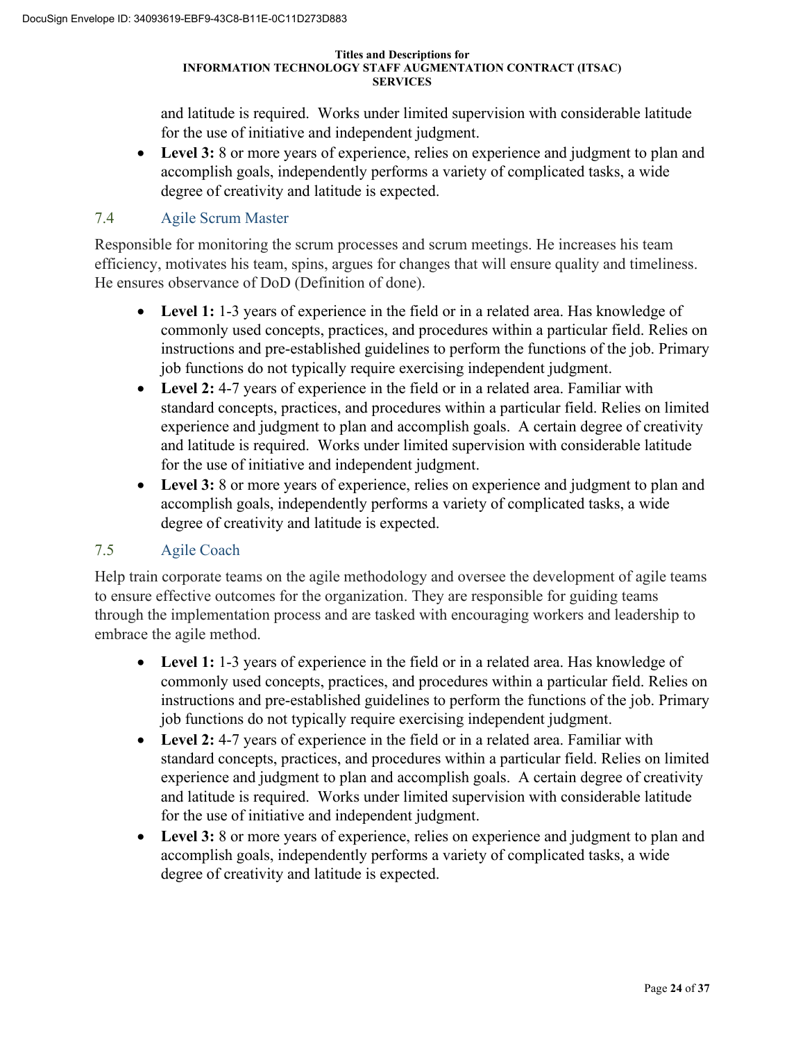and latitude is required. Works under limited supervision with considerable latitude for the use of initiative and independent judgment.

- **Level 3:** 8 or more years of experience, relies on experience and judgment to plan and accomplish goals, independently performs a variety of complicated tasks, a wide degree of creativity and latitude is expected.

### 7.4 Agile Scrum Master

Responsible for monitoring the scrum processes and scrum meetings. He increases his team efficiency, motivates his team, spins, argues for changes that will ensure quality and timeliness. He ensures observance of DoD (Definition of done).

- **Level 1:** 1-3 years of experience in the field or in a related area. Has knowledge of commonly used concepts, practices, and procedures within a particular field. Relies on instructions and pre-established guidelines to perform the functions of the job. Primary job functions do not typically require exercising independent judgment.
- **Level 2:** 4-7 years of experience in the field or in a related area. Familiar with standard concepts, practices, and procedures within a particular field. Relies on limited experience and judgment to plan and accomplish goals. A certain degree of creativity and latitude is required. Works under limited supervision with considerable latitude for the use of initiative and independent judgment.
- **Level 3:** 8 or more years of experience, relies on experience and judgment to plan and accomplish goals, independently performs a variety of complicated tasks, a wide degree of creativity and latitude is expected.

### 7.5 Agile Coach

Help train corporate teams on the agile methodology and oversee the development of agile teams to ensure effective outcomes for the organization. They are responsible for guiding teams through the implementation process and are tasked with encouraging workers and leadership to embrace the agile method.

- **Level 1:** 1-3 years of experience in the field or in a related area. Has knowledge of commonly used concepts, practices, and procedures within a particular field. Relies on instructions and pre-established guidelines to perform the functions of the job. Primary job functions do not typically require exercising independent judgment.
- **Level 2:** 4-7 years of experience in the field or in a related area. Familiar with standard concepts, practices, and procedures within a particular field. Relies on limited experience and judgment to plan and accomplish goals. A certain degree of creativity and latitude is required. Works under limited supervision with considerable latitude for the use of initiative and independent judgment.
- **Level 3:** 8 or more years of experience, relies on experience and judgment to plan and accomplish goals, independently performs a variety of complicated tasks, a wide degree of creativity and latitude is expected.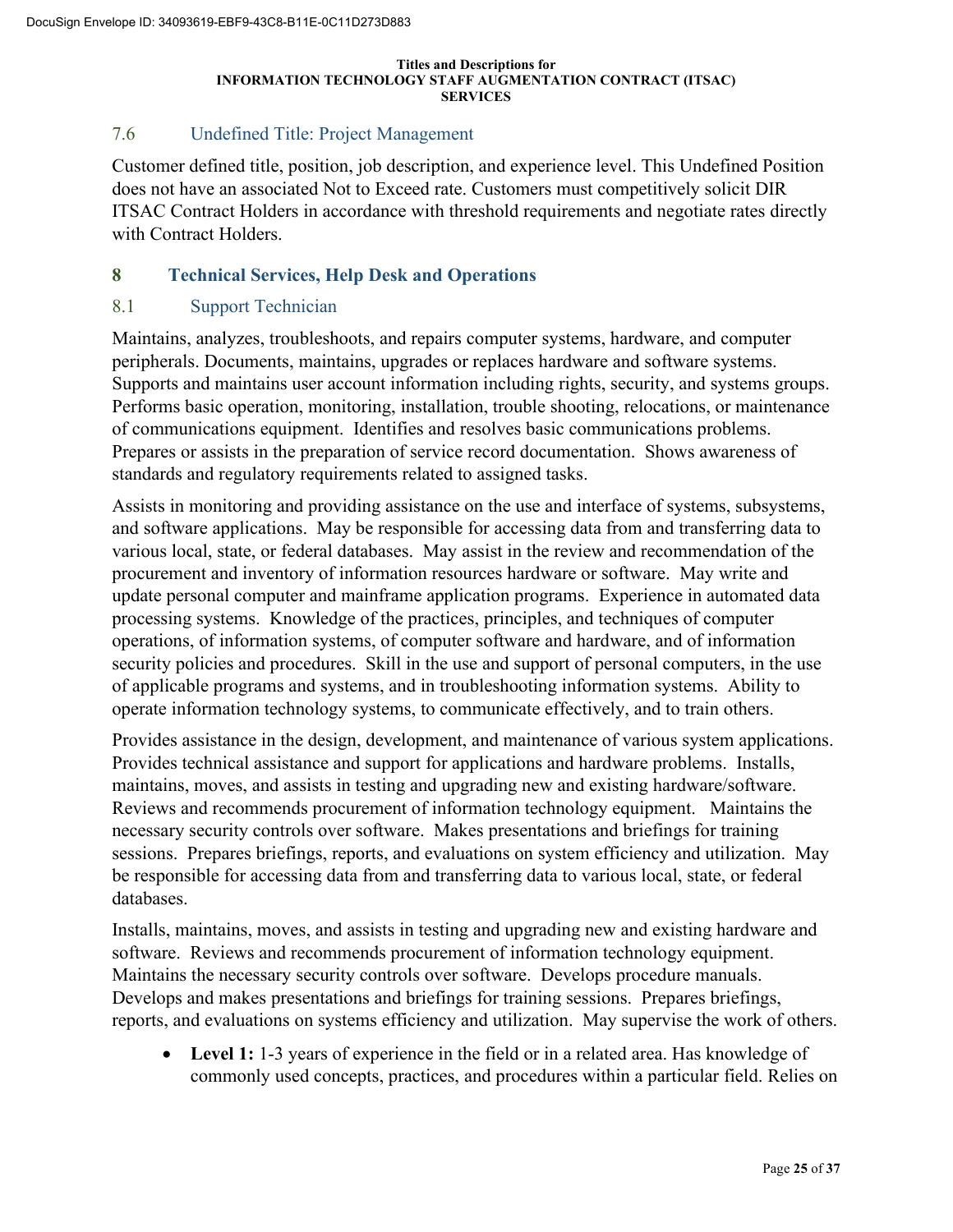### 7.6 Undefined Title: Project Management

Customer defined title, position, job description, and experience level. This Undefined Position does not have an associated Not to Exceed rate. Customers must competitively solicit DIR ITSAC Contract Holders in accordance with threshold requirements and negotiate rates directly with Contract Holders.

## 8 Technical Services, Help Desk and Operations

### 8.1 Support Technician

Maintains, analyzes, troubleshoots, and repairs computer systems, hardware, and computer peripherals. Documents, maintains, upgrades or replaces hardware and software systems. Supports and maintains user account information including rights, security, and systems groups. Performs basic operation, monitoring, installation, trouble shooting, relocations, or maintenance of communications equipment. Identifies and resolves basic communications problems. Prepares or assists in the preparation of service record documentation. Shows awareness of standards and regulatory requirements related to assigned tasks.

Assists in monitoring and providing assistance on the use and interface of systems, subsystems, and software applications. May be responsible for accessing data from and transferring data to various local, state, or federal databases. May assist in the review and recommendation of the procurement and inventory of information resources hardware or software. May write and update personal computer and mainframe application programs. Experience in automated data processing systems. Knowledge of the practices, principles, and techniques of computer operations, of information systems, of computer software and hardware, and of information security policies and procedures. Skill in the use and support of personal computers, in the use of applicable programs and systems, and in troubleshooting information systems. Ability to operate information technology systems, to communicate effectively, and to train others.

Provides assistance in the design, development, and maintenance of various system applications. Provides technical assistance and support for applications and hardware problems. Installs, maintains, moves, and assists in testing and upgrading new and existing hardware/software. Reviews and recommends procurement of information technology equipment. Maintains the necessary security controls over software. Makes presentations and briefings for training sessions. Prepares briefings, reports, and evaluations on system efficiency and utilization. May be responsible for accessing data from and transferring data to various local, state, or federal databases.

Installs, maintains, moves, and assists in testing and upgrading new and existing hardware and software. Reviews and recommends procurement of information technology equipment. Maintains the necessary security controls over software. Develops procedure manuals. Develops and makes presentations and briefings for training sessions. Prepares briefings, reports, and evaluations on systems efficiency and utilization. May supervise the work of others.

- **Level 1:** 1-3 years of experience in the field or in a related area. Has knowledge of commonly used concepts, practices, and procedures within a particular field. Relies on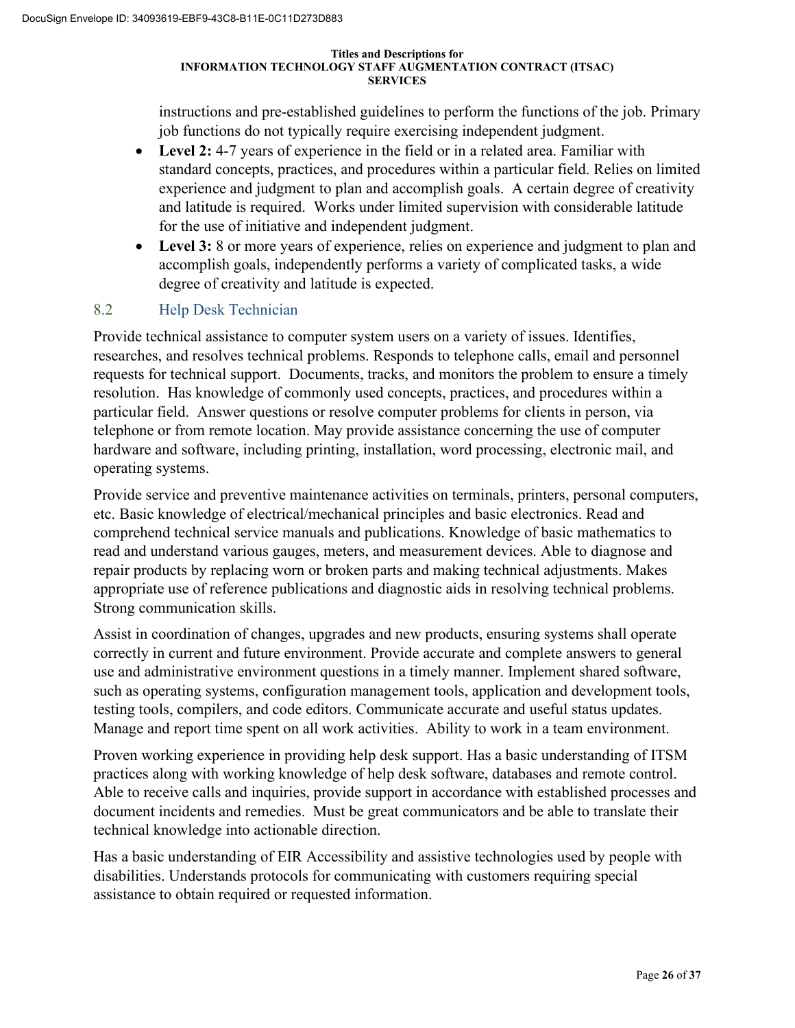instructions and pre-established guidelines to perform the functions of the job. Primary job functions do not typically require exercising independent judgment.

- **Level 2:** 4-7 years of experience in the field or in a related area. Familiar with standard concepts, practices, and procedures within a particular field. Relies on limited experience and judgment to plan and accomplish goals. A certain degree of creativity and latitude is required. Works under limited supervision with considerable latitude for the use of initiative and independent judgment.
- **Level 3:** 8 or more years of experience, relies on experience and judgment to plan and accomplish goals, independently performs a variety of complicated tasks, a wide degree of creativity and latitude is expected.

## 8.2 Help Desk Technician

Provide technical assistance to computer system users on a variety of issues. Identifies, researches, and resolves technical problems. Responds to telephone calls, email and personnel requests for technical support. Documents, tracks, and monitors the problem to ensure a timely resolution. Has knowledge of commonly used concepts, practices, and procedures within a particular field. Answer questions or resolve computer problems for clients in person, via telephone or from remote location. May provide assistance concerning the use of computer hardware and software, including printing, installation, word processing, electronic mail, and operating systems.

Provide service and preventive maintenance activities on terminals, printers, personal computers, etc. Basic knowledge of electrical/mechanical principles and basic electronics. Read and comprehend technical service manuals and publications. Knowledge of basic mathematics to read and understand various gauges, meters, and measurement devices. Able to diagnose and repair products by replacing worn or broken parts and making technical adjustments. Makes appropriate use of reference publications and diagnostic aids in resolving technical problems. Strong communication skills.

Assist in coordination of changes, upgrades and new products, ensuring systems shall operate correctly in current and future environment. Provide accurate and complete answers to general use and administrative environment questions in a timely manner. Implement shared software, such as operating systems, configuration management tools, application and development tools, testing tools, compilers, and code editors. Communicate accurate and useful status updates. Manage and report time spent on all work activities. Ability to work in a team environment.

Proven working experience in providing help desk support. Has a basic understanding of ITSM practices along with working knowledge of help desk software, databases and remote control. Able to receive calls and inquiries, provide support in accordance with established processes and document incidents and remedies. Must be great communicators and be able to translate their technical knowledge into actionable direction.

Has a basic understanding of EIR Accessibility and assistive technologies used by people with disabilities. Understands protocols for communicating with customers requiring special assistance to obtain required or requested information.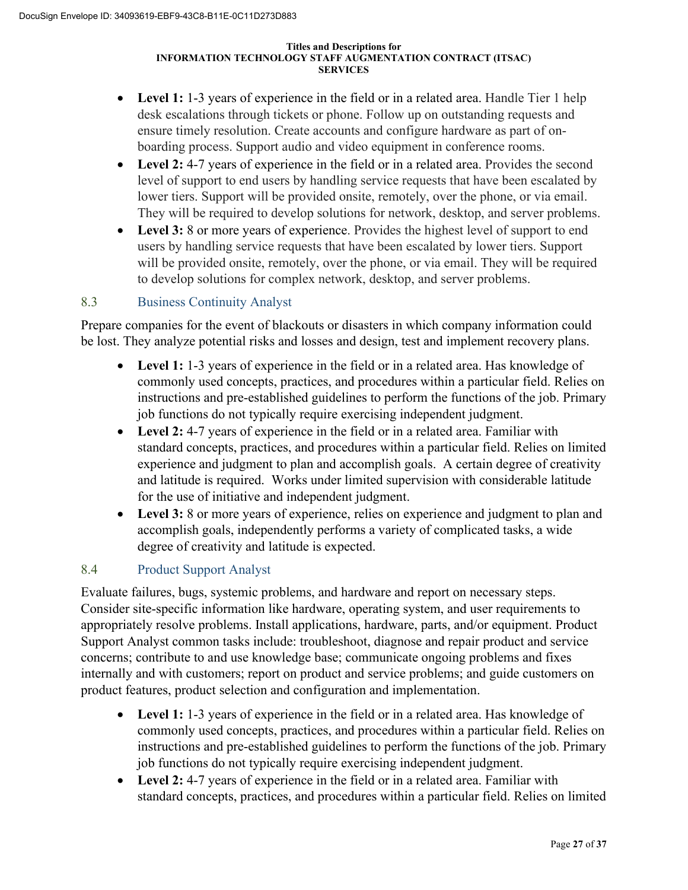- **Level 1:** 1-3 years of experience in the field or in a related area. Handle Tier 1 help desk escalations through tickets or phone. Follow up on outstanding requests and ensure timely resolution. Create accounts and configure hardware as part of on-boarding process. Support audio and video equipment in conference rooms.
- **Level 2:** 4-7 years of experience in the field or in a related area. Provides the second level of support to end users by handling service requests that have been escalated by lower tiers. Support will be provided onsite, remotely, over the phone, or via email. They will be required to develop solutions for network, desktop, and server problems.
- **Level 3:** 8 or more years of experience. Provides the highest level of support to end users by handling service requests that have been escalated by lower tiers. Support will be provided onsite, remotely, over the phone, or via email. They will be required to develop solutions for complex network, desktop, and server problems.

### 8.3 Business Continuity Analyst

Prepare companies for the event of blackouts or disasters in which company information could be lost. They analyze potential risks and losses and design, test and implement recovery plans.

- **Level 1:** 1-3 years of experience in the field or in a related area. Has knowledge of commonly used concepts, practices, and procedures within a particular field. Relies on instructions and pre-established guidelines to perform the functions of the job. Primary job functions do not typically require exercising independent judgment.
- **Level 2:** 4-7 years of experience in the field or in a related area. Familiar with standard concepts, practices, and procedures within a particular field. Relies on limited experience and judgment to plan and accomplish goals. A certain degree of creativity and latitude is required. Works under limited supervision with considerable latitude for the use of initiative and independent judgment.
- **Level 3:** 8 or more years of experience, relies on experience and judgment to plan and accomplish goals, independently performs a variety of complicated tasks, a wide degree of creativity and latitude is expected.

### 8.4 Product Support Analyst

Evaluate failures, bugs, systemic problems, and hardware and report on necessary steps. Consider site-specific information like hardware, operating system, and user requirements to appropriately resolve problems. Install applications, hardware, parts, and/or equipment. Product Support Analyst common tasks include: troubleshoot, diagnose and repair product and service concerns; contribute to and use knowledge base; communicate ongoing problems and fixes internally and with customers; report on product and service problems; and guide customers on product features, product selection and configuration and implementation.

- **Level 1:** 1-3 years of experience in the field or in a related area. Has knowledge of commonly used concepts, practices, and procedures within a particular field. Relies on instructions and pre-established guidelines to perform the functions of the job. Primary job functions do not typically require exercising independent judgment.
- **Level 2:** 4-7 years of experience in the field or in a related area. Familiar with standard concepts, practices, and procedures within a particular field. Relies on limited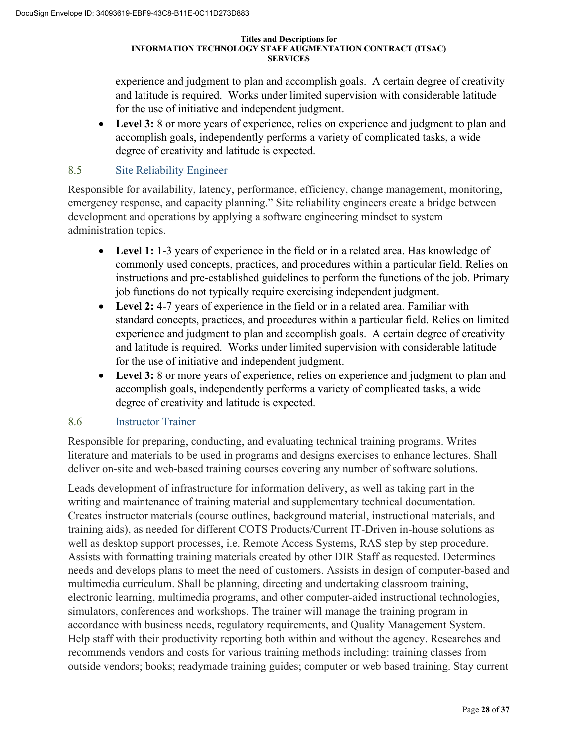experience and judgment to plan and accomplish goals. A certain degree of creativity and latitude is required. Works under limited supervision with considerable latitude for the use of initiative and independent judgment.

- **Level 3:** 8 or more years of experience, relies on experience and judgment to plan and accomplish goals, independently performs a variety of complicated tasks, a wide degree of creativity and latitude is expected.

### 8.5 Site Reliability Engineer

Responsible for availability, latency, performance, efficiency, change management, monitoring, emergency response, and capacity planning." Site reliability engineers create a bridge between development and operations by applying a software engineering mindset to system administration topics.

- **Level 1:** 1-3 years of experience in the field or in a related area. Has knowledge of commonly used concepts, practices, and procedures within a particular field. Relies on instructions and pre-established guidelines to perform the functions of the job. Primary job functions do not typically require exercising independent judgment.
- **Level 2:** 4-7 years of experience in the field or in a related area. Familiar with standard concepts, practices, and procedures within a particular field. Relies on limited experience and judgment to plan and accomplish goals. A certain degree of creativity and latitude is required. Works under limited supervision with considerable latitude for the use of initiative and independent judgment.
- **Level 3:** 8 or more years of experience, relies on experience and judgment to plan and accomplish goals, independently performs a variety of complicated tasks, a wide degree of creativity and latitude is expected.

### 8.6 Instructor Trainer

Responsible for preparing, conducting, and evaluating technical training programs. Writes literature and materials to be used in programs and designs exercises to enhance lectures. Shall deliver on-site and web-based training courses covering any number of software solutions.

Leads development of infrastructure for information delivery, as well as taking part in the writing and maintenance of training material and supplementary technical documentation. Creates instructor materials (course outlines, background material, instructional materials, and training aids), as needed for different COTS Products/Current IT-Driven in-house solutions as well as desktop support processes, i.e. Remote Access Systems, RAS step by step procedure. Assists with formatting training materials created by other DIR Staff as requested. Determines needs and develops plans to meet the need of customers. Assists in design of computer-based and multimedia curriculum. Shall be planning, directing and undertaking classroom training, electronic learning, multimedia programs, and other computer-aided instructional technologies, simulators, conferences and workshops. The trainer will manage the training program in accordance with business needs, regulatory requirements, and Quality Management System. Help staff with their productivity reporting both within and without the agency. Researches and recommends vendors and costs for various training methods including: training classes from outside vendors; books; readymade training guides; computer or web based training. Stay current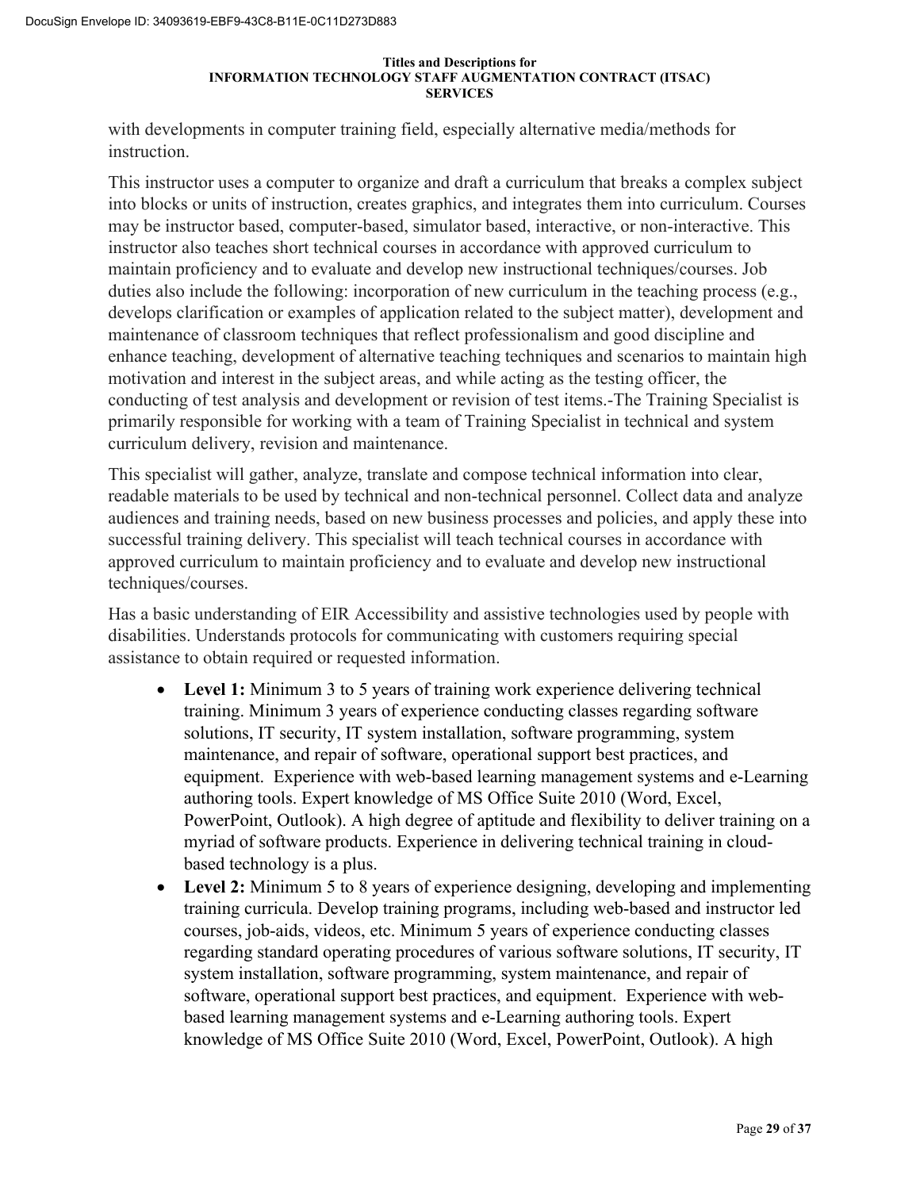with developments in computer training field, especially alternative media/methods for instruction.

This instructor uses a computer to organize and draft a curriculum that breaks a complex subject into blocks or units of instruction, creates graphics, and integrates them into curriculum. Courses may be instructor based, computer-based, simulator based, interactive, or non-interactive. This instructor also teaches short technical courses in accordance with approved curriculum to maintain proficiency and to evaluate and develop new instructional techniques/courses. Job duties also include the following: incorporation of new curriculum in the teaching process (e.g., develops clarification or examples of application related to the subject matter), development and maintenance of classroom techniques that reflect professionalism and good discipline and enhance teaching, development of alternative teaching techniques and scenarios to maintain high motivation and interest in the subject areas, and while acting as the testing officer, the conducting of test analysis and development or revision of test items.-The Training Specialist is primarily responsible for working with a team of Training Specialist in technical and system curriculum delivery, revision and maintenance.

This specialist will gather, analyze, translate and compose technical information into clear, readable materials to be used by technical and non-technical personnel. Collect data and analyze audiences and training needs, based on new business processes and policies, and apply these into successful training delivery. This specialist will teach technical courses in accordance with approved curriculum to maintain proficiency and to evaluate and develop new instructional techniques/courses.

Has a basic understanding of EIR Accessibility and assistive technologies used by people with disabilities. Understands protocols for communicating with customers requiring special assistance to obtain required or requested information.

- **Level 1:** Minimum 3 to 5 years of training work experience delivering technical training. Minimum 3 years of experience conducting classes regarding software solutions, IT security, IT system installation, software programming, system maintenance, and repair of software, operational support best practices, and equipment. Experience with web-based learning management systems and e-Learning authoring tools. Expert knowledge of MS Office Suite 2010 (Word, Excel, PowerPoint, Outlook). A high degree of aptitude and flexibility to deliver training on a myriad of software products. Experience in delivering technical training in cloud-based technology is a plus.
- **Level 2:** Minimum 5 to 8 years of experience designing, developing and implementing training curricula. Develop training programs, including web-based and instructor led courses, job-aids, videos, etc. Minimum 5 years of experience conducting classes regarding standard operating procedures of various software solutions, IT security, IT system installation, software programming, system maintenance, and repair of software, operational support best practices, and equipment. Experience with web-based learning management systems and e-Learning authoring tools. Expert knowledge of MS Office Suite 2010 (Word, Excel, PowerPoint, Outlook). A high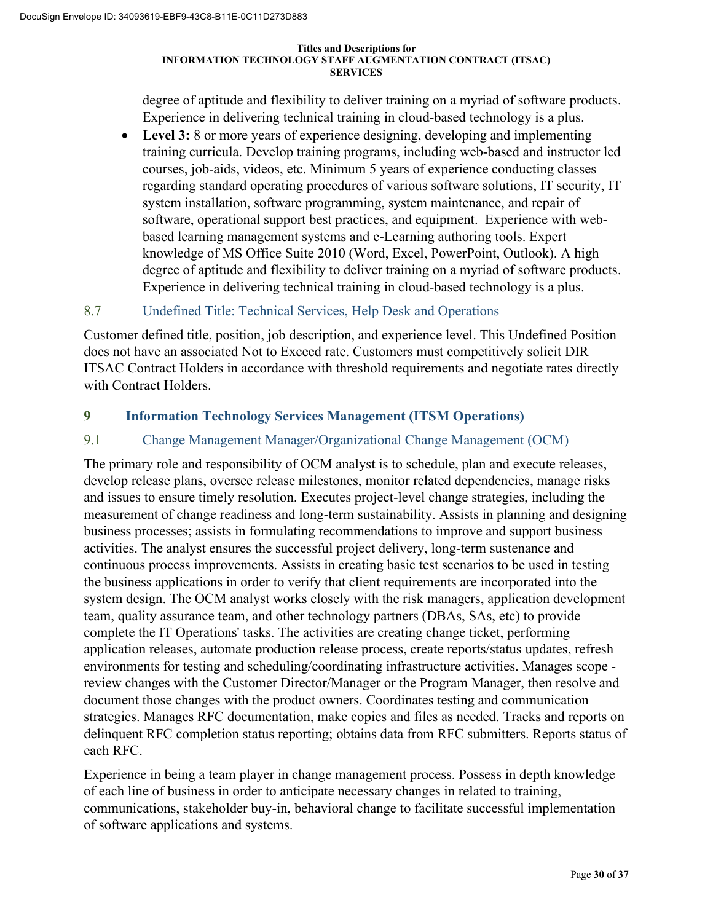degree of aptitude and flexibility to deliver training on a myriad of software products. Experience in delivering technical training in cloud-based technology is a plus.

- **Level 3:** 8 or more years of experience designing, developing and implementing training curricula. Develop training programs, including web-based and instructor led courses, job-aids, videos, etc. Minimum 5 years of experience conducting classes regarding standard operating procedures of various software solutions, IT security, IT system installation, software programming, system maintenance, and repair of software, operational support best practices, and equipment. Experience with web-based learning management systems and e-Learning authoring tools. Expert knowledge of MS Office Suite 2010 (Word, Excel, PowerPoint, Outlook). A high degree of aptitude and flexibility to deliver training on a myriad of software products. Experience in delivering technical training in cloud-based technology is a plus.

### 8.7 Undefined Title: Technical Services, Help Desk and Operations

Customer defined title, position, job description, and experience level. This Undefined Position does not have an associated Not to Exceed rate. Customers must competitively solicit DIR ITSAC Contract Holders in accordance with threshold requirements and negotiate rates directly with Contract Holders.

## 9 Information Technology Services Management (ITSM Operations)

### 9.1 Change Management Manager/Organizational Change Management (OCM)

The primary role and responsibility of OCM analyst is to schedule, plan and execute releases, develop release plans, oversee release milestones, monitor related dependencies, manage risks and issues to ensure timely resolution. Executes project-level change strategies, including the measurement of change readiness and long-term sustainability. Assists in planning and designing business processes; assists in formulating recommendations to improve and support business activities. The analyst ensures the successful project delivery, long-term sustenance and continuous process improvements. Assists in creating basic test scenarios to be used in testing the business applications in order to verify that client requirements are incorporated into the system design. The OCM analyst works closely with the risk managers, application development team, quality assurance team, and other technology partners (DBAs, SAs, etc) to provide complete the IT Operations' tasks. The activities are creating change ticket, performing application releases, automate production release process, create reports/status updates, refresh environments for testing and scheduling/coordinating infrastructure activities. Manages scope - review changes with the Customer Director/Manager or the Program Manager, then resolve and document those changes with the product owners. Coordinates testing and communication strategies. Manages RFC documentation, make copies and files as needed. Tracks and reports on delinquent RFC completion status reporting; obtains data from RFC submitters. Reports status of each RFC.

Experience in being a team player in change management process. Possess in depth knowledge of each line of business in order to anticipate necessary changes in related to training, communications, stakeholder buy-in, behavioral change to facilitate successful implementation of software applications and systems.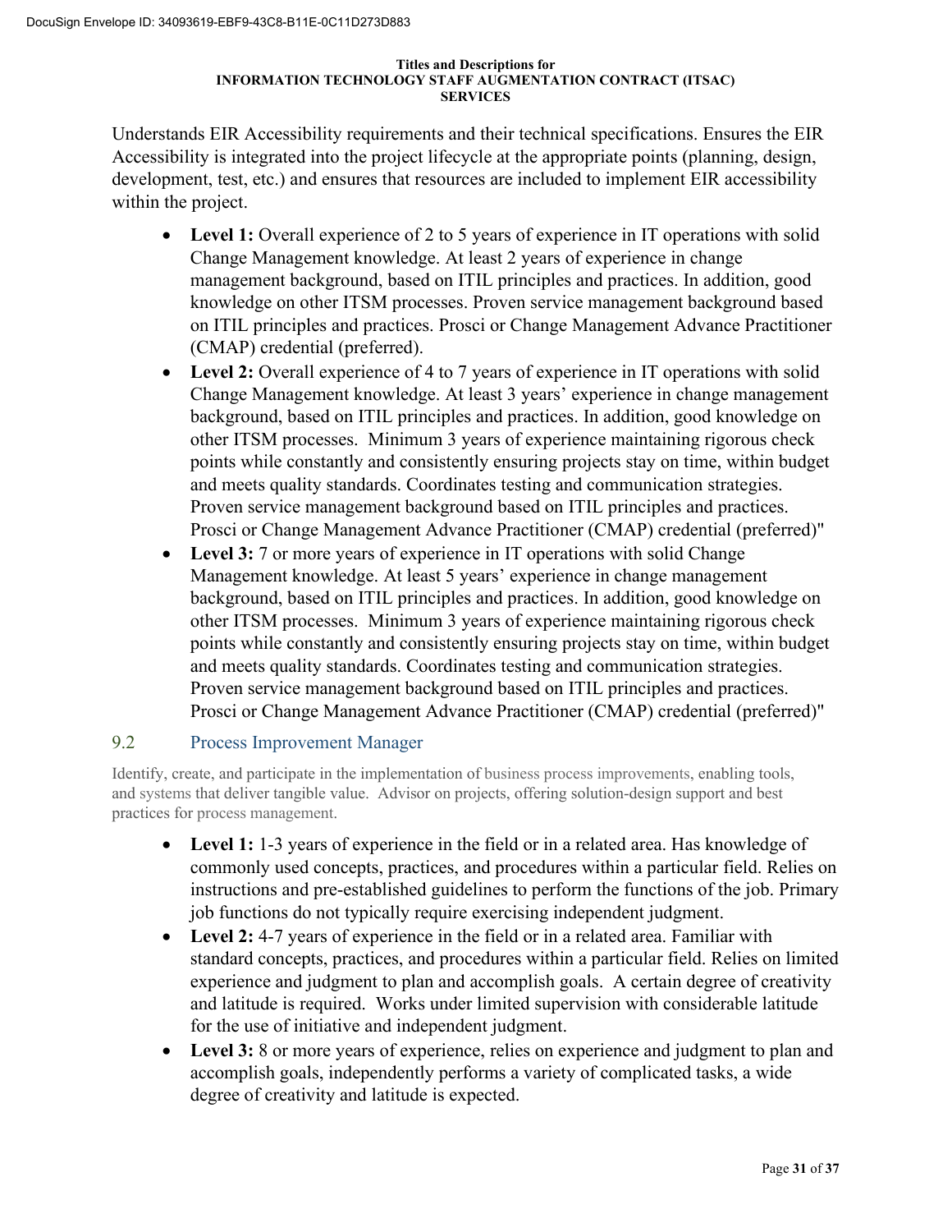Understands EIR Accessibility requirements and their technical specifications. Ensures the EIR Accessibility is integrated into the project lifecycle at the appropriate points (planning, design, development, test, etc.) and ensures that resources are included to implement EIR accessibility within the project.

- **Level 1:** Overall experience of 2 to 5 years of experience in IT operations with solid Change Management knowledge. At least 2 years of experience in change management background, based on ITIL principles and practices. In addition, good knowledge on other ITSM processes. Proven service management background based on ITIL principles and practices. Prosci or Change Management Advance Practitioner (CMAP) credential (preferred).
- **Level 2:** Overall experience of 4 to 7 years of experience in IT operations with solid Change Management knowledge. At least 3 years' experience in change management background, based on ITIL principles and practices. In addition, good knowledge on other ITSM processes. Minimum 3 years of experience maintaining rigorous check points while constantly and consistently ensuring projects stay on time, within budget and meets quality standards. Coordinates testing and communication strategies. Proven service management background based on ITIL principles and practices. Prosci or Change Management Advance Practitioner (CMAP) credential (preferred)"
- **Level 3:** 7 or more years of experience in IT operations with solid Change Management knowledge. At least 5 years' experience in change management background, based on ITIL principles and practices. In addition, good knowledge on other ITSM processes. Minimum 3 years of experience maintaining rigorous check points while constantly and consistently ensuring projects stay on time, within budget and meets quality standards. Coordinates testing and communication strategies. Proven service management background based on ITIL principles and practices. Prosci or Change Management Advance Practitioner (CMAP) credential (preferred)"

## 9.2 Process Improvement Manager

Identify, create, and participate in the implementation of business process improvements, enabling tools, and systems that deliver tangible value. Advisor on projects, offering solution-design support and best practices for process management.

- **Level 1:** 1-3 years of experience in the field or in a related area. Has knowledge of commonly used concepts, practices, and procedures within a particular field. Relies on instructions and pre-established guidelines to perform the functions of the job. Primary job functions do not typically require exercising independent judgment.
- **Level 2:** 4-7 years of experience in the field or in a related area. Familiar with standard concepts, practices, and procedures within a particular field. Relies on limited experience and judgment to plan and accomplish goals. A certain degree of creativity and latitude is required. Works under limited supervision with considerable latitude for the use of initiative and independent judgment.
- **Level 3:** 8 or more years of experience, relies on experience and judgment to plan and accomplish goals, independently performs a variety of complicated tasks, a wide degree of creativity and latitude is expected.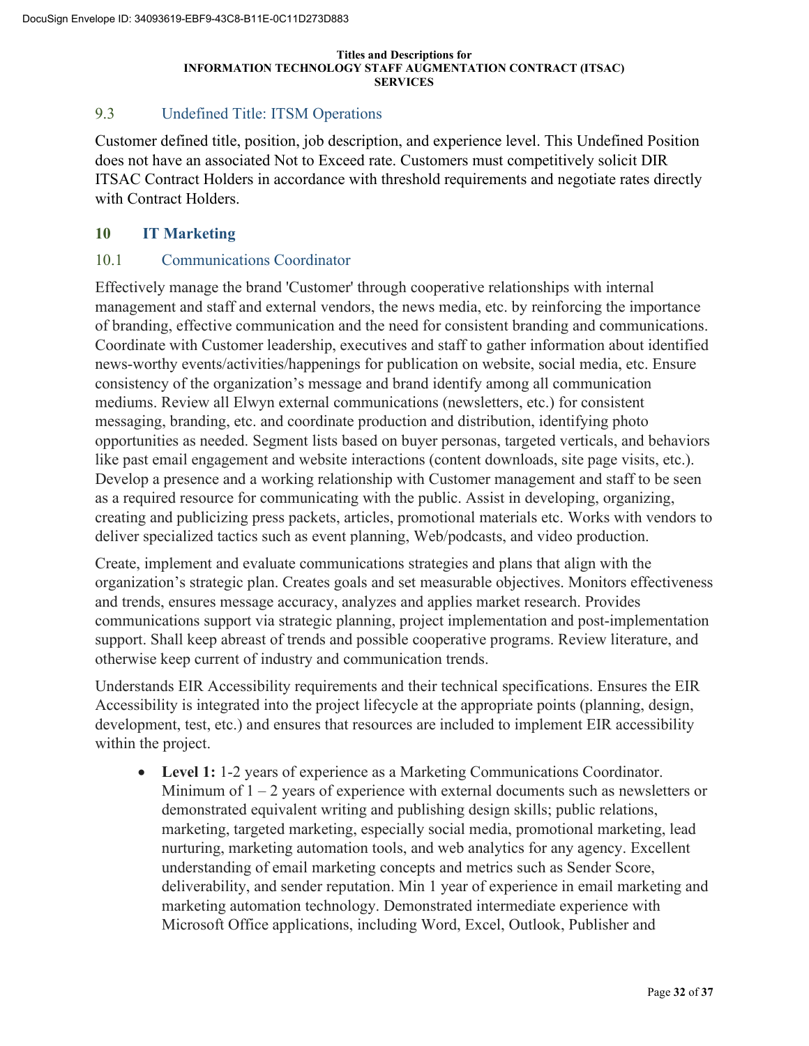### 9.3 Undefined Title: ITSM Operations

Customer defined title, position, job description, and experience level. This Undefined Position does not have an associated Not to Exceed rate. Customers must competitively solicit DIR ITSAC Contract Holders in accordance with threshold requirements and negotiate rates directly with Contract Holders.

## 10 IT Marketing

### 10.1 Communications Coordinator

Effectively manage the brand 'Customer' through cooperative relationships with internal management and staff and external vendors, the news media, etc. by reinforcing the importance of branding, effective communication and the need for consistent branding and communications. Coordinate with Customer leadership, executives and staff to gather information about identified news-worthy events/activities/happenings for publication on website, social media, etc. Ensure consistency of the organization's message and brand identify among all communication mediums. Review all Elwyn external communications (newsletters, etc.) for consistent messaging, branding, etc. and coordinate production and distribution, identifying photo opportunities as needed. Segment lists based on buyer personas, targeted verticals, and behaviors like past email engagement and website interactions (content downloads, site page visits, etc.). Develop a presence and a working relationship with Customer management and staff to be seen as a required resource for communicating with the public. Assist in developing, organizing, creating and publicizing press packets, articles, promotional materials etc. Works with vendors to deliver specialized tactics such as event planning, Web/podcasts, and video production.

Create, implement and evaluate communications strategies and plans that align with the organization's strategic plan. Creates goals and set measurable objectives. Monitors effectiveness and trends, ensures message accuracy, analyzes and applies market research. Provides communications support via strategic planning, project implementation and post-implementation support. Shall keep abreast of trends and possible cooperative programs. Review literature, and otherwise keep current of industry and communication trends.

Understands EIR Accessibility requirements and their technical specifications. Ensures the EIR Accessibility is integrated into the project lifecycle at the appropriate points (planning, design, development, test, etc.) and ensures that resources are included to implement EIR accessibility within the project.

- **Level 1:** 1-2 years of experience as a Marketing Communications Coordinator. Minimum of 1 – 2 years of experience with external documents such as newsletters or demonstrated equivalent writing and publishing design skills; public relations, marketing, targeted marketing, especially social media, promotional marketing, lead nurturing, marketing automation tools, and web analytics for any agency. Excellent understanding of email marketing concepts and metrics such as Sender Score, deliverability, and sender reputation. Min 1 year of experience in email marketing and marketing automation technology. Demonstrated intermediate experience with Microsoft Office applications, including Word, Excel, Outlook, Publisher and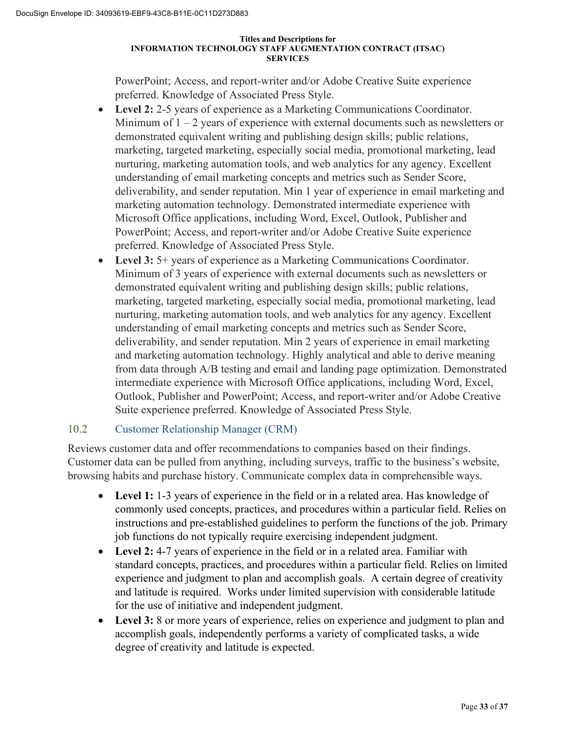PowerPoint; Access, and report-writer and/or Adobe Creative Suite experience preferred. Knowledge of Associated Press Style.

- **Level 2:** 2-5 years of experience as a Marketing Communications Coordinator. Minimum of 1 – 2 years of experience with external documents such as newsletters or demonstrated equivalent writing and publishing design skills; public relations, marketing, targeted marketing, especially social media, promotional marketing, lead nurturing, marketing automation tools, and web analytics for any agency. Excellent understanding of email marketing concepts and metrics such as Sender Score, deliverability, and sender reputation. Min 1 year of experience in email marketing and marketing automation technology. Demonstrated intermediate experience with Microsoft Office applications, including Word, Excel, Outlook, Publisher and PowerPoint; Access, and report-writer and/or Adobe Creative Suite experience preferred. Knowledge of Associated Press Style.
- **Level 3:** 5+ years of experience as a Marketing Communications Coordinator. Minimum of 3 years of experience with external documents such as newsletters or demonstrated equivalent writing and publishing design skills; public relations, marketing, targeted marketing, especially social media, promotional marketing, lead nurturing, marketing automation tools, and web analytics for any agency. Excellent understanding of email marketing concepts and metrics such as Sender Score, deliverability, and sender reputation. Min 2 years of experience in email marketing and marketing automation technology. Highly analytical and able to derive meaning from data through A/B testing and email and landing page optimization. Demonstrated intermediate experience with Microsoft Office applications, including Word, Excel, Outlook, Publisher and PowerPoint; Access, and report-writer and/or Adobe Creative Suite experience preferred. Knowledge of Associated Press Style.

## 10.2 Customer Relationship Manager (CRM)

Reviews customer data and offer recommendations to companies based on their findings. Customer data can be pulled from anything, including surveys, traffic to the business's website, browsing habits and purchase history. Communicate complex data in comprehensible ways.

- **Level 1:** 1-3 years of experience in the field or in a related area. Has knowledge of commonly used concepts, practices, and procedures within a particular field. Relies on instructions and pre-established guidelines to perform the functions of the job. Primary job functions do not typically require exercising independent judgment.
- **Level 2:** 4-7 years of experience in the field or in a related area. Familiar with standard concepts, practices, and procedures within a particular field. Relies on limited experience and judgment to plan and accomplish goals. A certain degree of creativity and latitude is required. Works under limited supervision with considerable latitude for the use of initiative and independent judgment.
- **Level 3:** 8 or more years of experience, relies on experience and judgment to plan and accomplish goals, independently performs a variety of complicated tasks, a wide degree of creativity and latitude is expected.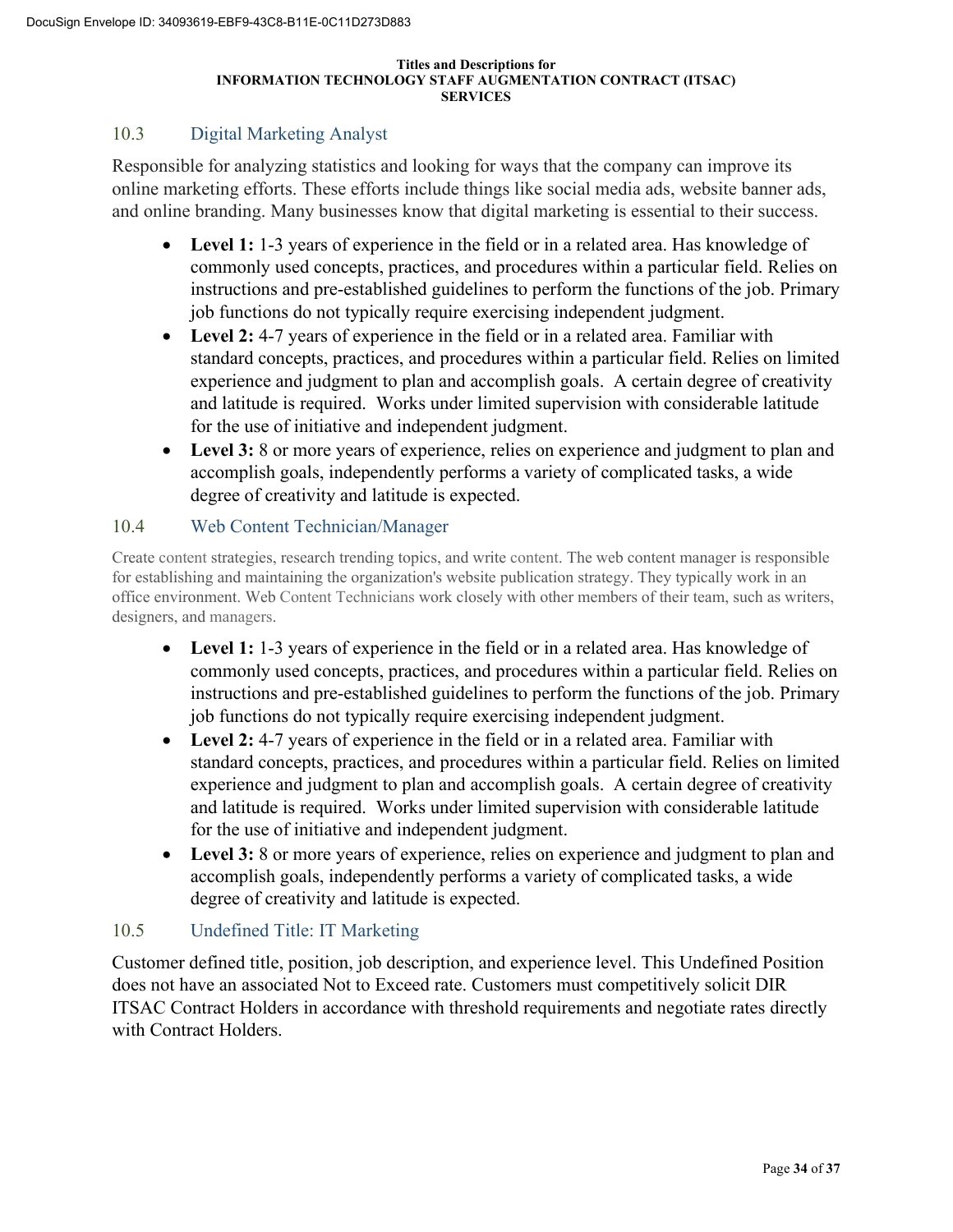## 10.3 Digital Marketing Analyst

Responsible for analyzing statistics and looking for ways that the company can improve its online marketing efforts. These efforts include things like social media ads, website banner ads, and online branding. Many businesses know that digital marketing is essential to their success.

- **Level 1:** 1-3 years of experience in the field or in a related area. Has knowledge of commonly used concepts, practices, and procedures within a particular field. Relies on instructions and pre-established guidelines to perform the functions of the job. Primary job functions do not typically require exercising independent judgment.
- **Level 2:** 4-7 years of experience in the field or in a related area. Familiar with standard concepts, practices, and procedures within a particular field. Relies on limited experience and judgment to plan and accomplish goals. A certain degree of creativity and latitude is required. Works under limited supervision with considerable latitude for the use of initiative and independent judgment.
- **Level 3:** 8 or more years of experience, relies on experience and judgment to plan and accomplish goals, independently performs a variety of complicated tasks, a wide degree of creativity and latitude is expected.

## 10.4 Web Content Technician/Manager

Create content strategies, research trending topics, and write content. The web content manager is responsible for establishing and maintaining the organization's website publication strategy. They typically work in an office environment. Web Content Technicians work closely with other members of their team, such as writers, designers, and managers.

- **Level 1:** 1-3 years of experience in the field or in a related area. Has knowledge of commonly used concepts, practices, and procedures within a particular field. Relies on instructions and pre-established guidelines to perform the functions of the job. Primary job functions do not typically require exercising independent judgment.
- **Level 2:** 4-7 years of experience in the field or in a related area. Familiar with standard concepts, practices, and procedures within a particular field. Relies on limited experience and judgment to plan and accomplish goals. A certain degree of creativity and latitude is required. Works under limited supervision with considerable latitude for the use of initiative and independent judgment.
- **Level 3:** 8 or more years of experience, relies on experience and judgment to plan and accomplish goals, independently performs a variety of complicated tasks, a wide degree of creativity and latitude is expected.

## 10.5 Undefined Title: IT Marketing

Customer defined title, position, job description, and experience level. This Undefined Position does not have an associated Not to Exceed rate. Customers must competitively solicit DIR ITSAC Contract Holders in accordance with threshold requirements and negotiate rates directly with Contract Holders.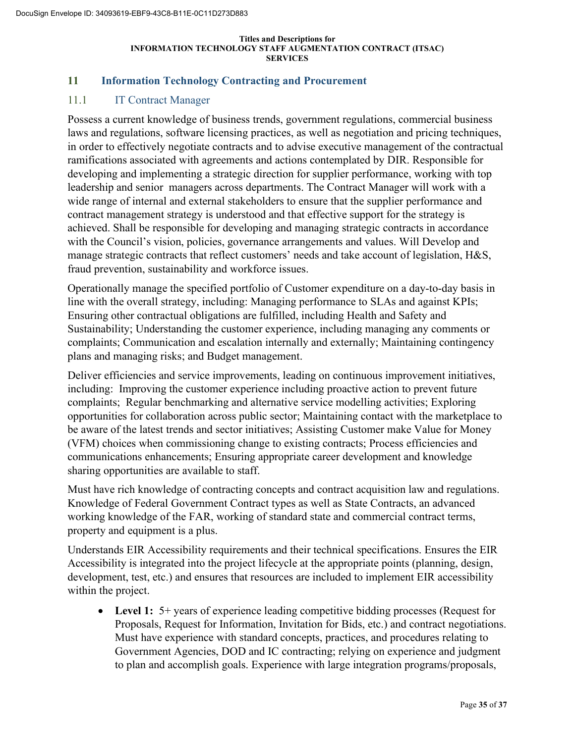## 11 Information Technology Contracting and Procurement

### 11.1 IT Contract Manager

Possess a current knowledge of business trends, government regulations, commercial business laws and regulations, software licensing practices, as well as negotiation and pricing techniques, in order to effectively negotiate contracts and to advise executive management of the contractual ramifications associated with agreements and actions contemplated by DIR. Responsible for developing and implementing a strategic direction for supplier performance, working with top leadership and senior managers across departments. The Contract Manager will work with a wide range of internal and external stakeholders to ensure that the supplier performance and contract management strategy is understood and that effective support for the strategy is achieved. Shall be responsible for developing and managing strategic contracts in accordance with the Council's vision, policies, governance arrangements and values. Will Develop and manage strategic contracts that reflect customers' needs and take account of legislation, H&S, fraud prevention, sustainability and workforce issues.

Operationally manage the specified portfolio of Customer expenditure on a day-to-day basis in line with the overall strategy, including: Managing performance to SLAs and against KPIs; Ensuring other contractual obligations are fulfilled, including Health and Safety and Sustainability; Understanding the customer experience, including managing any comments or complaints; Communication and escalation internally and externally; Maintaining contingency plans and managing risks; and Budget management.

Deliver efficiencies and service improvements, leading on continuous improvement initiatives, including: Improving the customer experience including proactive action to prevent future complaints; Regular benchmarking and alternative service modelling activities; Exploring opportunities for collaboration across public sector; Maintaining contact with the marketplace to be aware of the latest trends and sector initiatives; Assisting Customer make Value for Money (VFM) choices when commissioning change to existing contracts; Process efficiencies and communications enhancements; Ensuring appropriate career development and knowledge sharing opportunities are available to staff.

Must have rich knowledge of contracting concepts and contract acquisition law and regulations. Knowledge of Federal Government Contract types as well as State Contracts, an advanced working knowledge of the FAR, working of standard state and commercial contract terms, property and equipment is a plus.

Understands EIR Accessibility requirements and their technical specifications. Ensures the EIR Accessibility is integrated into the project lifecycle at the appropriate points (planning, design, development, test, etc.) and ensures that resources are included to implement EIR accessibility within the project.

- **Level 1:** 5+ years of experience leading competitive bidding processes (Request for Proposals, Request for Information, Invitation for Bids, etc.) and contract negotiations. Must have experience with standard concepts, practices, and procedures relating to Government Agencies, DOD and IC contracting; relying on experience and judgment to plan and accomplish goals. Experience with large integration programs/proposals,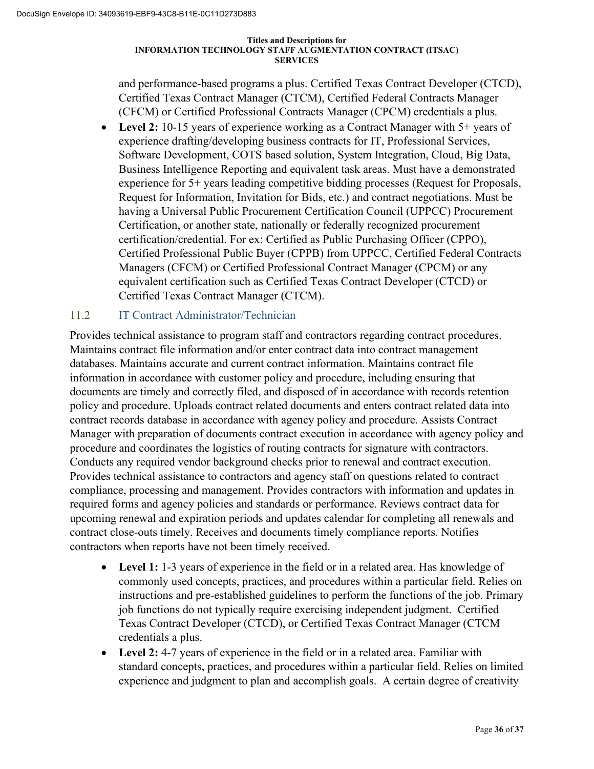and performance-based programs a plus. Certified Texas Contract Developer (CTCD), Certified Texas Contract Manager (CTCM), Certified Federal Contracts Manager (CFCM) or Certified Professional Contracts Manager (CPCM) credentials a plus.

- **Level 2:** 10-15 years of experience working as a Contract Manager with 5+ years of experience drafting/developing business contracts for IT, Professional Services, Software Development, COTS based solution, System Integration, Cloud, Big Data, Business Intelligence Reporting and equivalent task areas. Must have a demonstrated experience for 5+ years leading competitive bidding processes (Request for Proposals, Request for Information, Invitation for Bids, etc.) and contract negotiations. Must be having a Universal Public Procurement Certification Council (UPPCC) Procurement Certification, or another state, nationally or federally recognized procurement certification/credential. For ex: Certified as Public Purchasing Officer (CPPO), Certified Professional Public Buyer (CPPB) from UPPCC, Certified Federal Contracts Managers (CFCM) or Certified Professional Contract Manager (CPCM) or any equivalent certification such as Certified Texas Contract Developer (CTCD) or Certified Texas Contract Manager (CTCM).

## 11.2 IT Contract Administrator/Technician

Provides technical assistance to program staff and contractors regarding contract procedures. Maintains contract file information and/or enter contract data into contract management databases. Maintains accurate and current contract information. Maintains contract file information in accordance with customer policy and procedure, including ensuring that documents are timely and correctly filed, and disposed of in accordance with records retention policy and procedure. Uploads contract related documents and enters contract related data into contract records database in accordance with agency policy and procedure. Assists Contract Manager with preparation of documents contract execution in accordance with agency policy and procedure and coordinates the logistics of routing contracts for signature with contractors. Conducts any required vendor background checks prior to renewal and contract execution. Provides technical assistance to contractors and agency staff on questions related to contract compliance, processing and management. Provides contractors with information and updates in required forms and agency policies and standards or performance. Reviews contract data for upcoming renewal and expiration periods and updates calendar for completing all renewals and contract close-outs timely. Receives and documents timely compliance reports. Notifies contractors when reports have not been timely received.

- **Level 1:** 1-3 years of experience in the field or in a related area. Has knowledge of commonly used concepts, practices, and procedures within a particular field. Relies on instructions and pre-established guidelines to perform the functions of the job. Primary job functions do not typically require exercising independent judgment. Certified Texas Contract Developer (CTCD), or Certified Texas Contract Manager (CTCM credentials a plus.
- **Level 2:** 4-7 years of experience in the field or in a related area. Familiar with standard concepts, practices, and procedures within a particular field. Relies on limited experience and judgment to plan and accomplish goals. A certain degree of creativity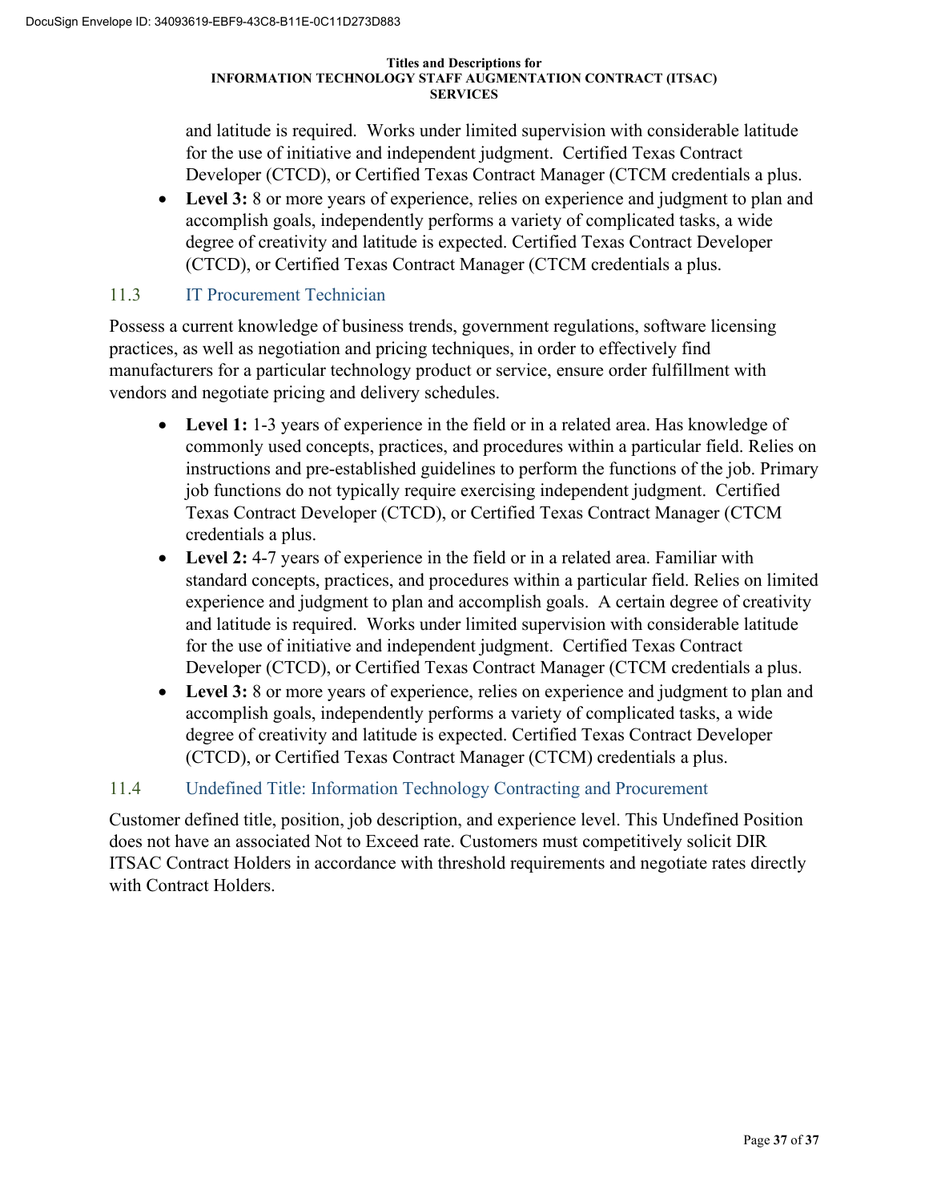and latitude is required.  Works under limited supervision with considerable latitude for the use of initiative and independent judgment.  Certified Texas Contract Developer (CTCD), or Certified Texas Contract Manager (CTCM credentials a plus.

- **Level 3:** 8 or more years of experience, relies on experience and judgment to plan and accomplish goals, independently performs a variety of complicated tasks, a wide degree of creativity and latitude is expected. Certified Texas Contract Developer (CTCD), or Certified Texas Contract Manager (CTCM credentials a plus.

### 11.3 IT Procurement Technician

Possess a current knowledge of business trends, government regulations, software licensing practices, as well as negotiation and pricing techniques, in order to effectively find manufacturers for a particular technology product or service, ensure order fulfillment with vendors and negotiate pricing and delivery schedules.

- **Level 1:** 1-3 years of experience in the field or in a related area. Has knowledge of commonly used concepts, practices, and procedures within a particular field. Relies on instructions and pre-established guidelines to perform the functions of the job. Primary job functions do not typically require exercising independent judgment.  Certified Texas Contract Developer (CTCD), or Certified Texas Contract Manager (CTCM credentials a plus.
- **Level 2:** 4-7 years of experience in the field or in a related area. Familiar with standard concepts, practices, and procedures within a particular field. Relies on limited experience and judgment to plan and accomplish goals.  A certain degree of creativity and latitude is required.  Works under limited supervision with considerable latitude for the use of initiative and independent judgment.  Certified Texas Contract Developer (CTCD), or Certified Texas Contract Manager (CTCM credentials a plus.
- **Level 3:** 8 or more years of experience, relies on experience and judgment to plan and accomplish goals, independently performs a variety of complicated tasks, a wide degree of creativity and latitude is expected. Certified Texas Contract Developer (CTCD), or Certified Texas Contract Manager (CTCM) credentials a plus.

### 11.4 Undefined Title: Information Technology Contracting and Procurement

Customer defined title, position, job description, and experience level. This Undefined Position does not have an associated Not to Exceed rate. Customers must competitively solicit DIR ITSAC Contract Holders in accordance with threshold requirements and negotiate rates directly with Contract Holders.